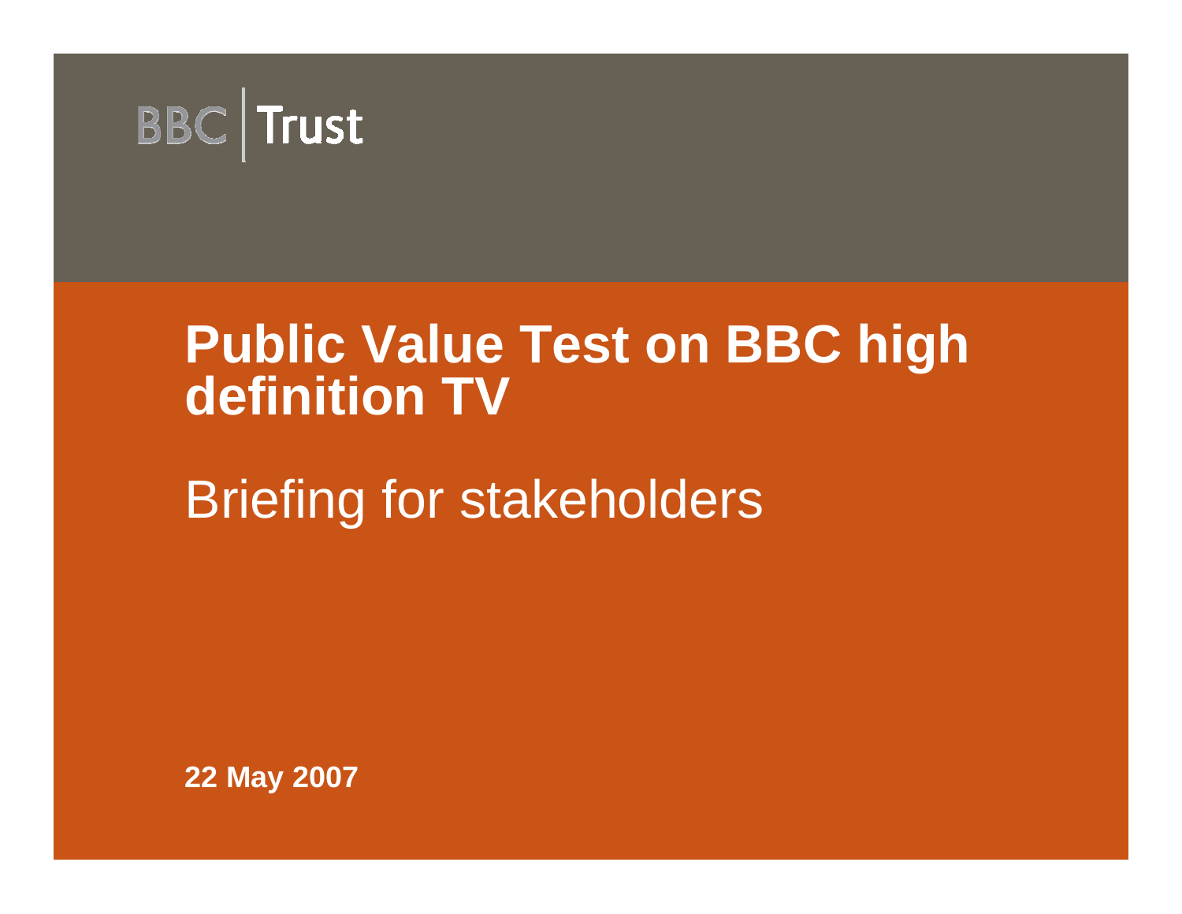BBC | Trust

# Public Value Test on BBC high definition TV

## Briefing for stakeholders

**22 May 2007**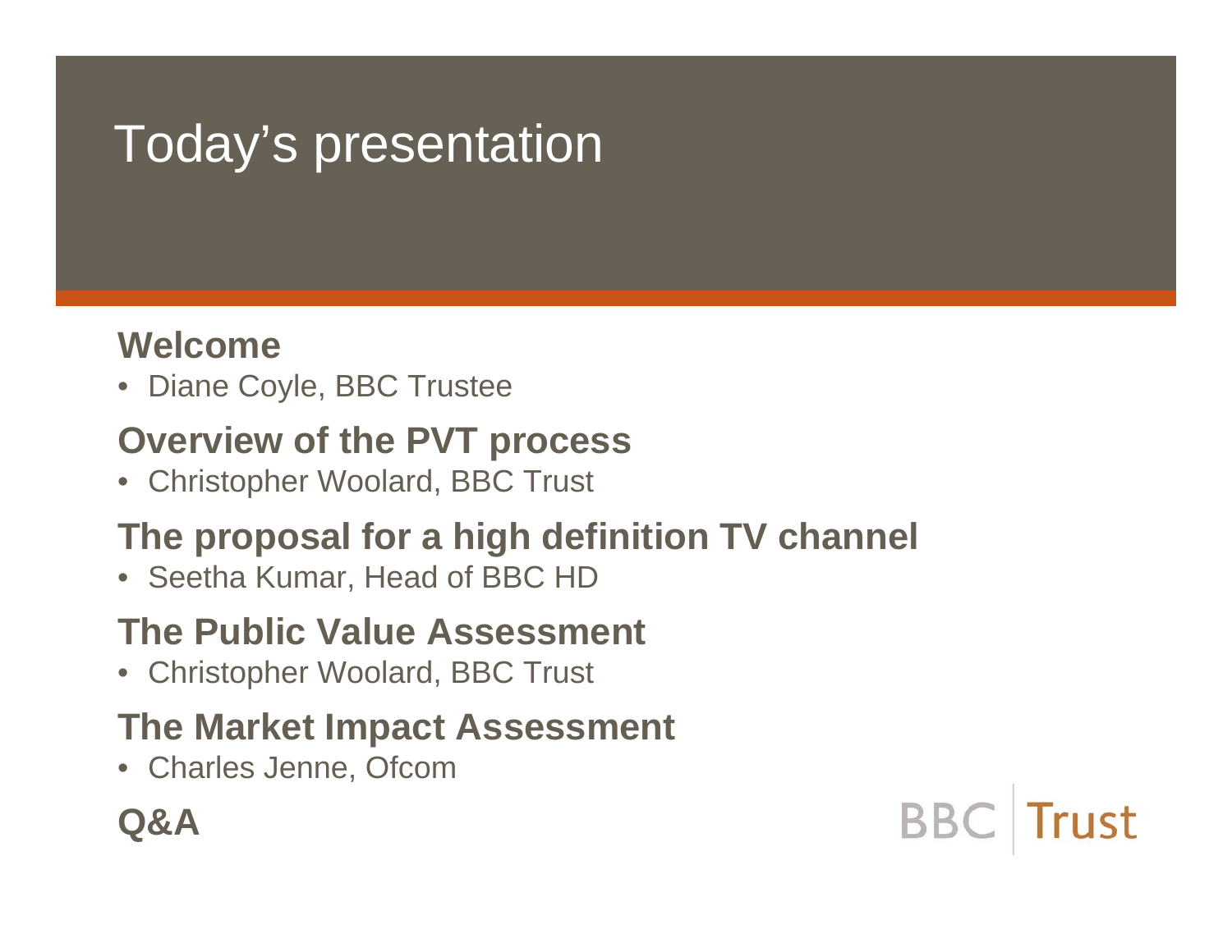# Today's presentation

**Welcome**

- Diane Coyle, BBC Trustee

**Overview of the PVT process**

- Christopher Woolard, BBC Trust

**The proposal for a high definition TV channel**

- Seetha Kumar, Head of BBC HD

**The Public Value Assessment**

- Christopher Woolard, BBC Trust

**The Market Impact Assessment**

- Charles Jenne, Ofcom

**Q&A**

BBC Trust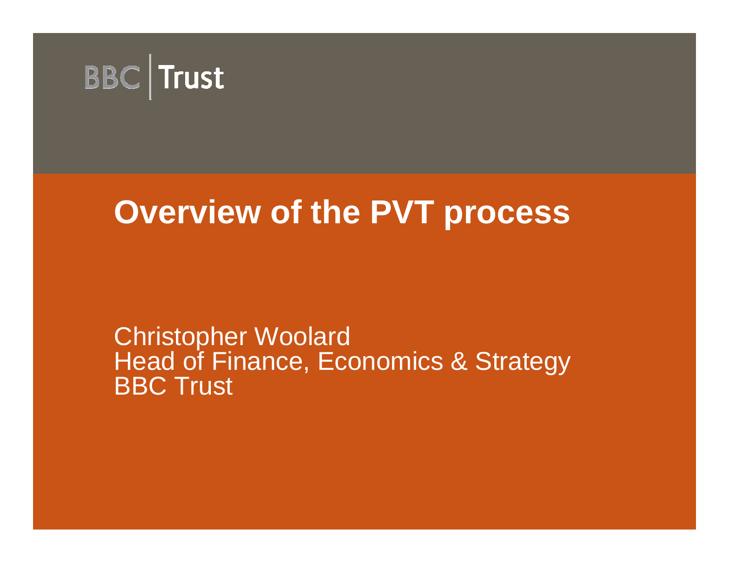BBC | Trust

# Overview of the PVT process

Christopher Woolard
Head of Finance, Economics & Strategy
BBC Trust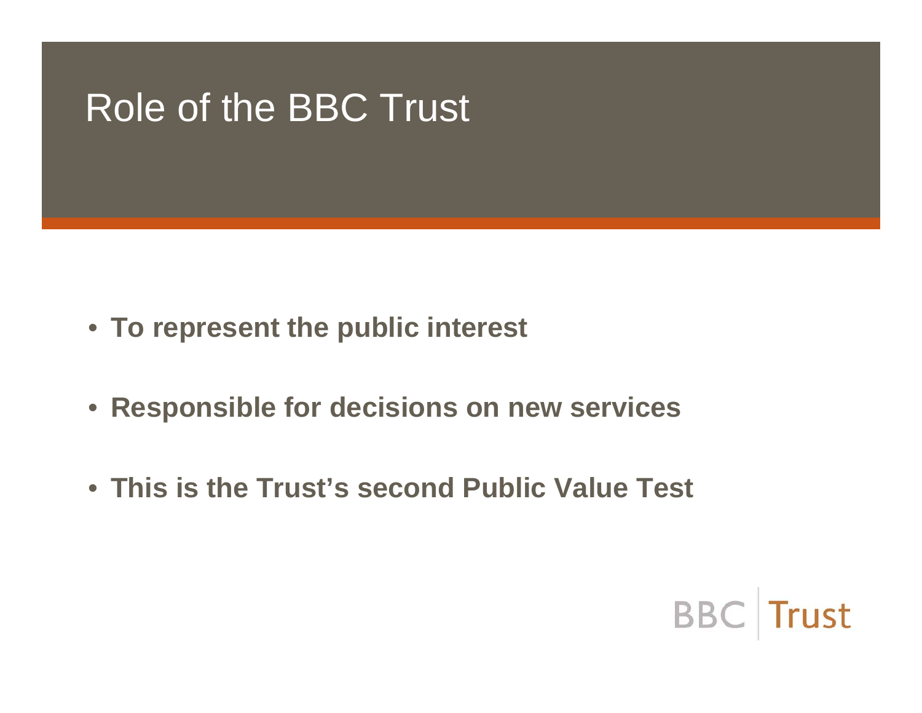# Role of the BBC Trust

- **To represent the public interest**
- **Responsible for decisions on new services**
- **This is the Trust's second Public Value Test**

BBC Trust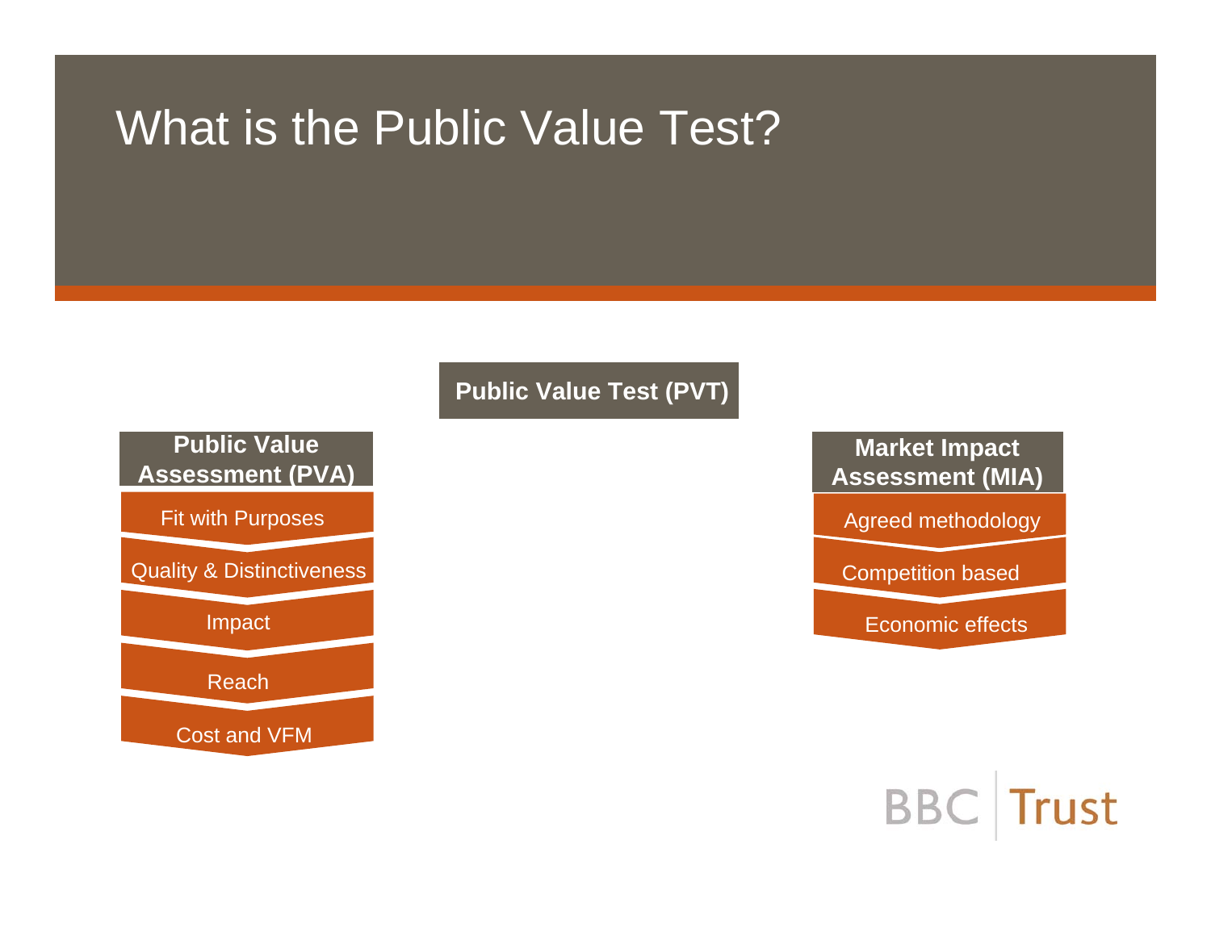# What is the Public Value Test?

**Public Value Test (PVT)**

**Public Value Assessment (PVA)**

- Fit with Purposes
- Quality & Distinctiveness
- Impact
- Reach
- Cost and VFM

**Market Impact Assessment (MIA)**

- Agreed methodology
- Competition based
- Economic effects

BBC Trust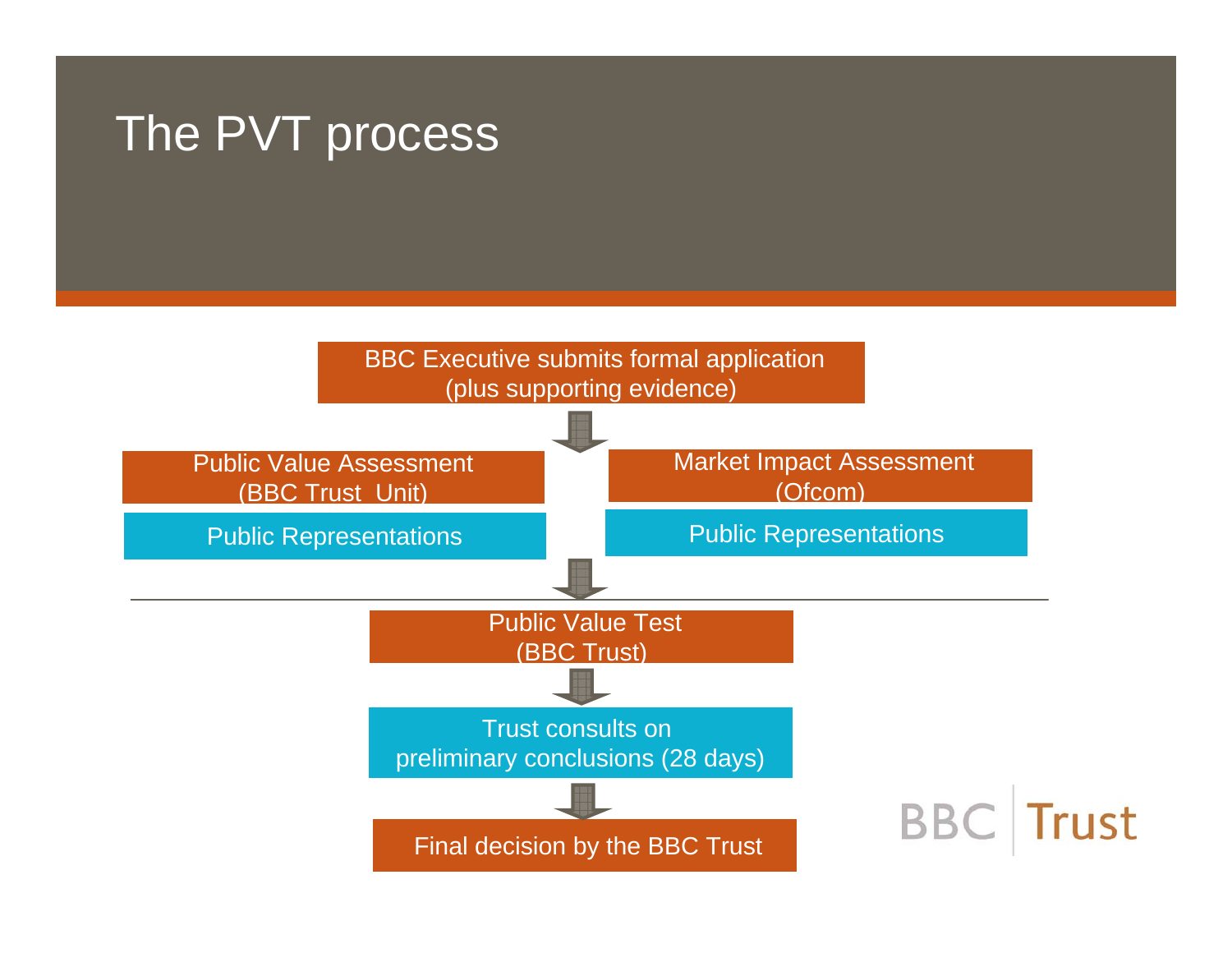# The PVT process

BBC Executive submits formal application
(plus supporting evidence)

Public Value Assessment
(BBC Trust Unit)

Public Representations

Market Impact Assessment
(Ofcom)

Public Representations

Public Value Test
(BBC Trust)

Trust consults on
preliminary conclusions (28 days)

Final decision by the BBC Trust

BBC Trust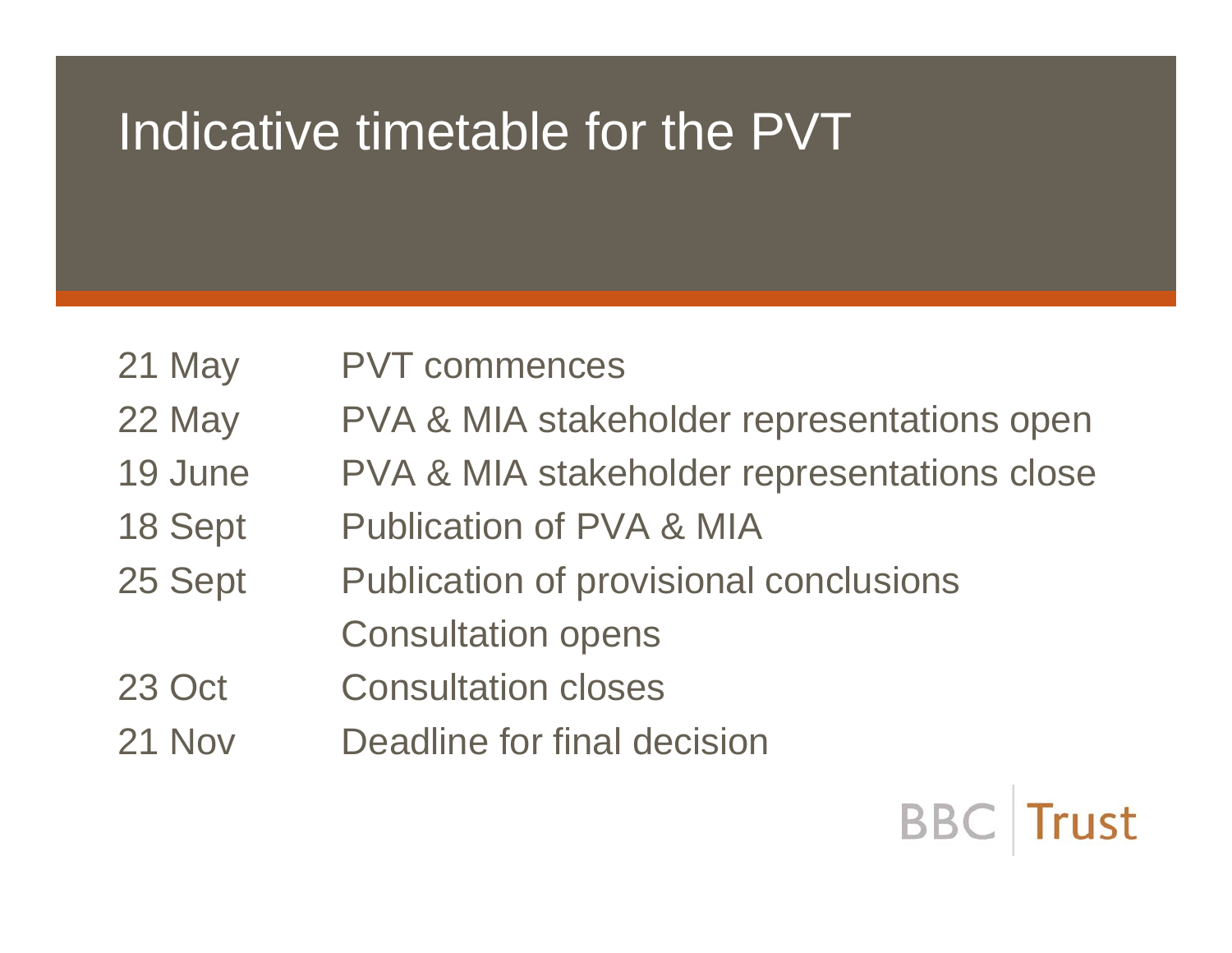# Indicative timetable for the PVT

| | |
|---|---|
| 21 May | PVT commences |
| 22 May | PVA & MIA stakeholder representations open |
| 19 June | PVA & MIA stakeholder representations close |
| 18 Sept | Publication of PVA & MIA |
| 25 Sept | Publication of provisional conclusions |
| | Consultation opens |
| 23 Oct | Consultation closes |
| 21 Nov | Deadline for final decision |

BBC Trust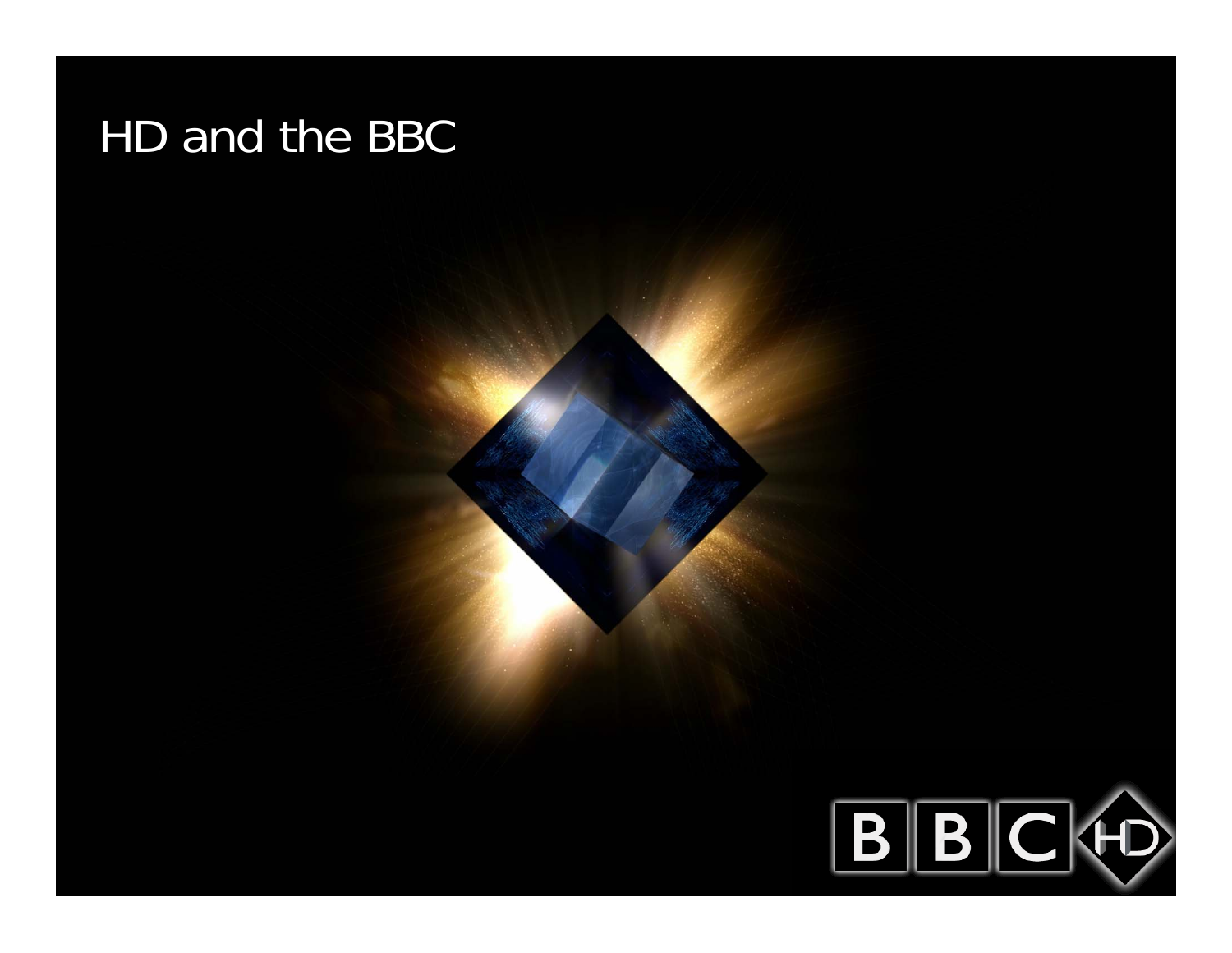# HD and the BBC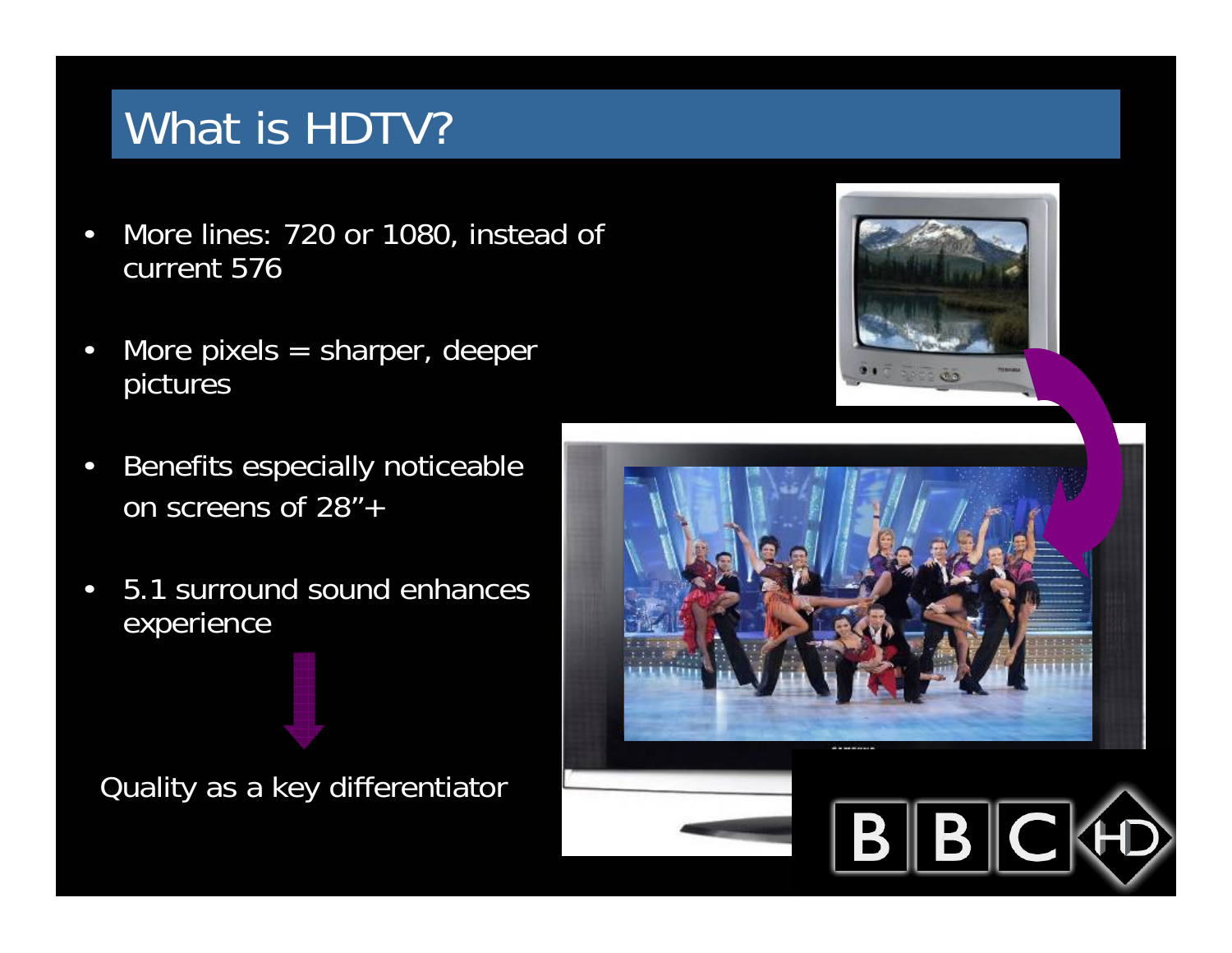# What is HDTV?

- More lines: 720 or 1080, instead of current 576
- More pixels = sharper, deeper pictures
- Benefits especially noticeable on screens of 28”+
- 5.1 surround sound enhances experience

Quality as a key differentiator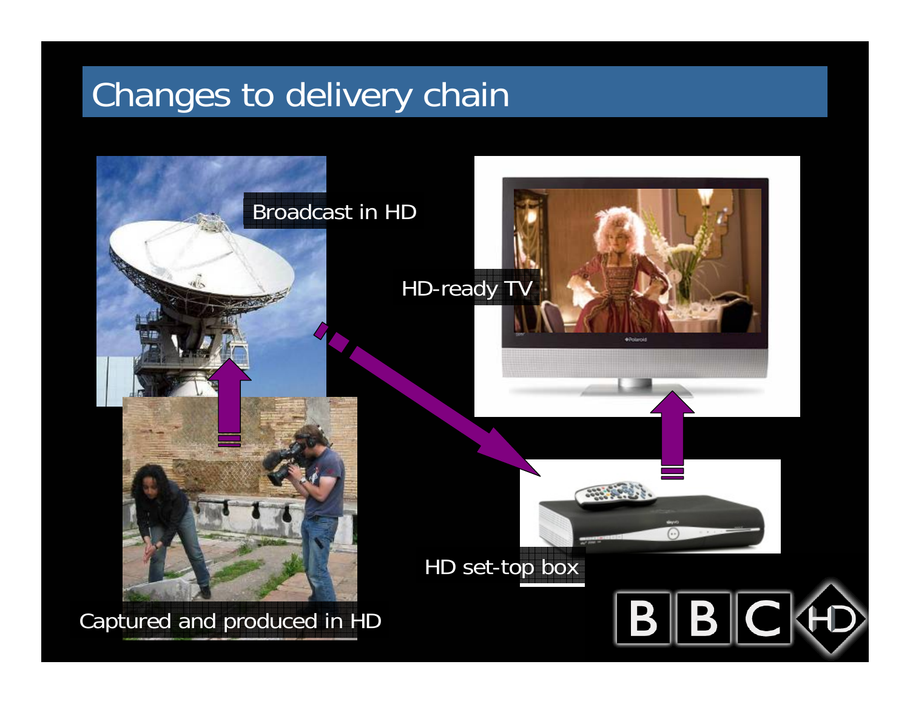# Changes to delivery chain

Broadcast in HD

HD-ready TV

HD set-top box

Captured and produced in HD

BBC HD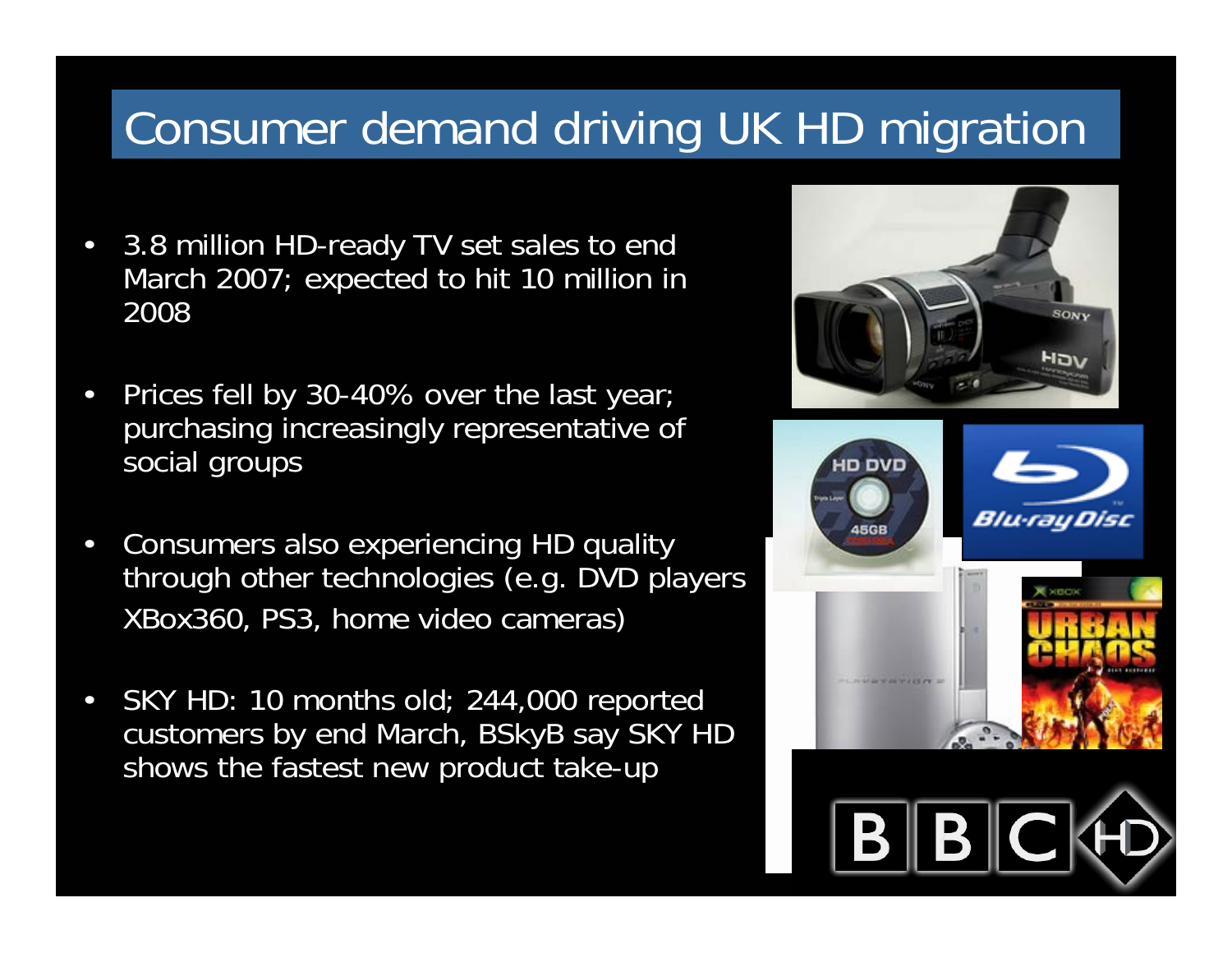# Consumer demand driving UK HD migration

- 3.8 million HD-ready TV set sales to end March 2007; expected to hit 10 million in 2008
- Prices fell by 30-40% over the last year; purchasing increasingly representative of social groups
- Consumers also experiencing HD quality through other technologies (e.g. DVD players XBox360, PS3, home video cameras)
- SKY HD: 10 months old; 244,000 reported customers by end March, BSkyB say SKY HD shows the fastest new product take-up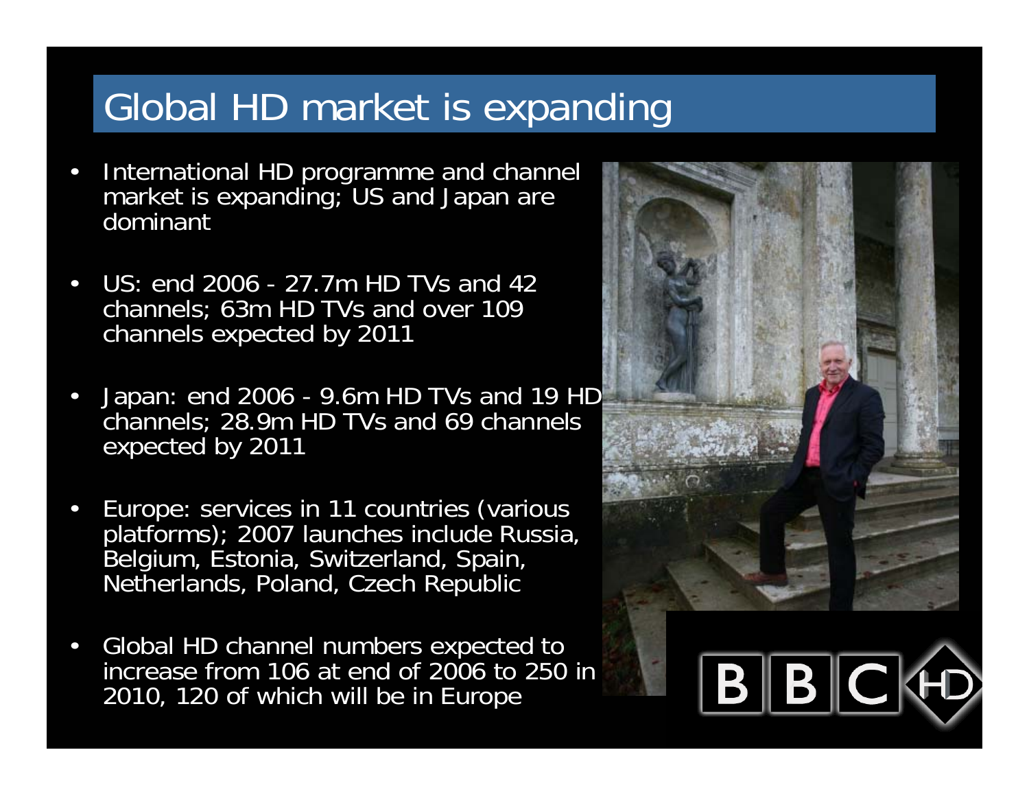# Global HD market is expanding

- International HD programme and channel market is expanding; US and Japan are dominant
- US: end 2006 - 27.7m HD TVs and 42 channels; 63m HD TVs and over 109 channels expected by 2011
- Japan: end 2006 - 9.6m HD TVs and 19 HD channels; 28.9m HD TVs and 69 channels expected by 2011
- Europe: services in 11 countries (various platforms); 2007 launches include Russia, Belgium, Estonia, Switzerland, Spain, Netherlands, Poland, Czech Republic
- Global HD channel numbers expected to increase from 106 at end of 2006 to 250 in 2010, 120 of which will be in Europe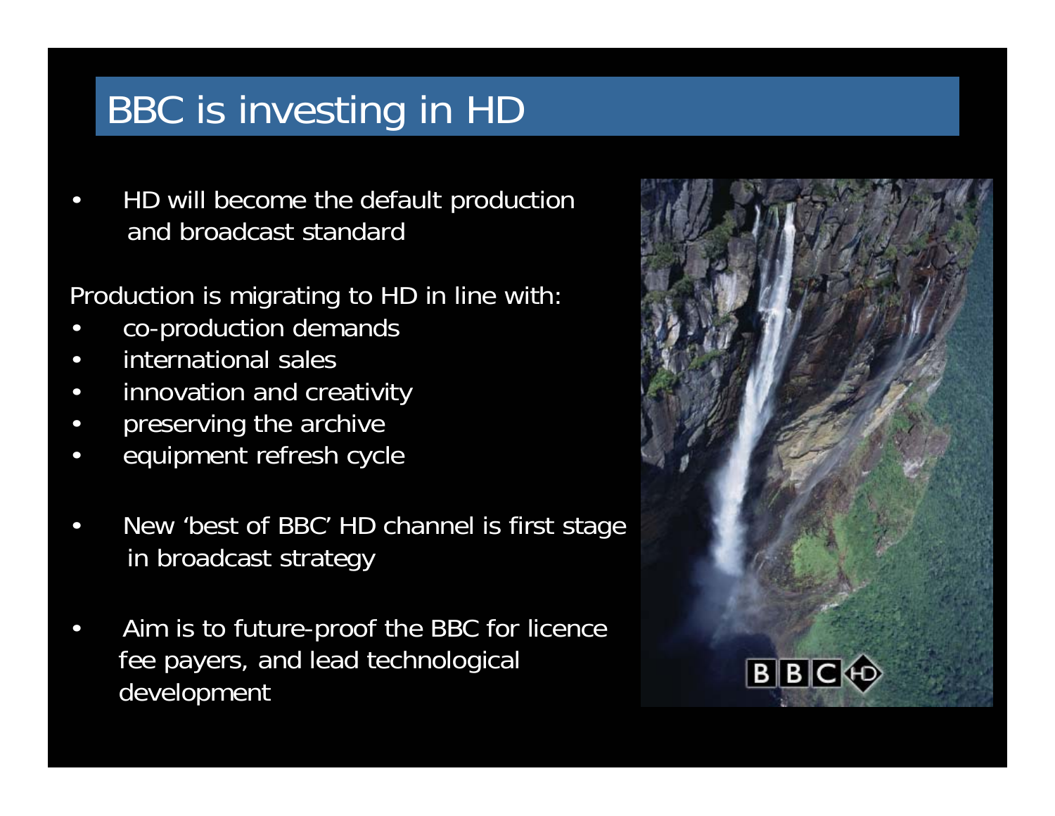# BBC is investing in HD

- HD will become the default production and broadcast standard

Production is migrating to HD in line with:

- co-production demands
- international sales
- innovation and creativity
- preserving the archive
- equipment refresh cycle

- New 'best of BBC' HD channel is first stage in broadcast strategy

- Aim is to future-proof the BBC for licence fee payers, and lead technological development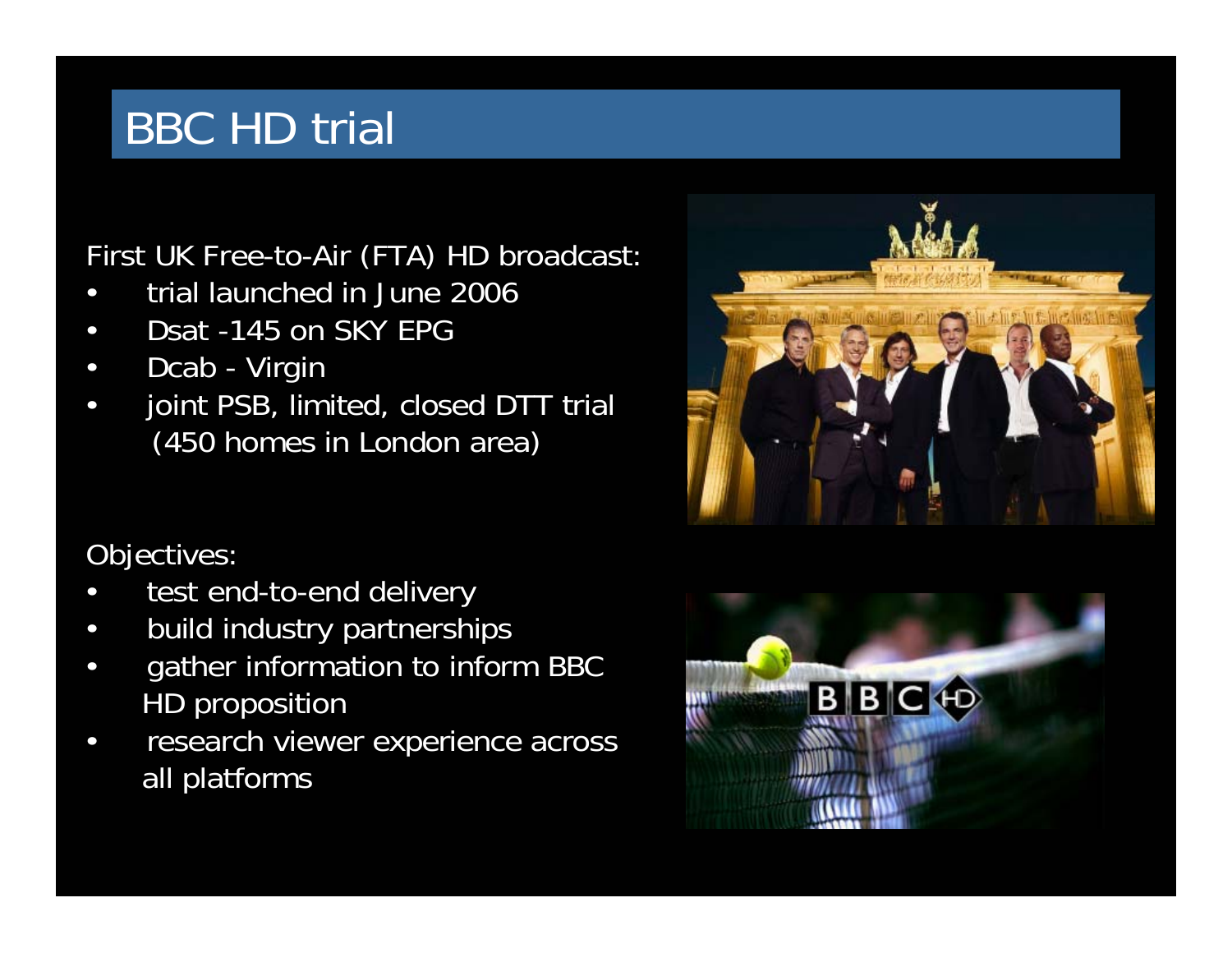# BBC HD trial

First UK Free-to-Air (FTA) HD broadcast:

- trial launched in June 2006
- Dsat -145 on SKY EPG
- Dcab - Virgin
- joint PSB, limited, closed DTT trial (450 homes in London area)

Objectives:

- test end-to-end delivery
- build industry partnerships
- gather information to inform BBC HD proposition
- research viewer experience across all platforms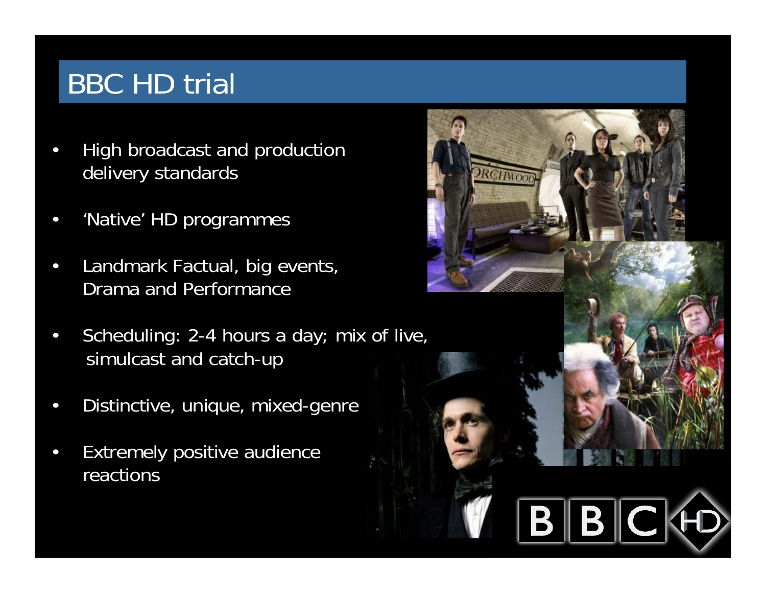# BBC HD trial

- High broadcast and production delivery standards
- 'Native' HD programmes
- Landmark Factual, big events, Drama and Performance
- Scheduling: 2-4 hours a day; mix of live, simulcast and catch-up
- Distinctive, unique, mixed-genre
- Extremely positive audience reactions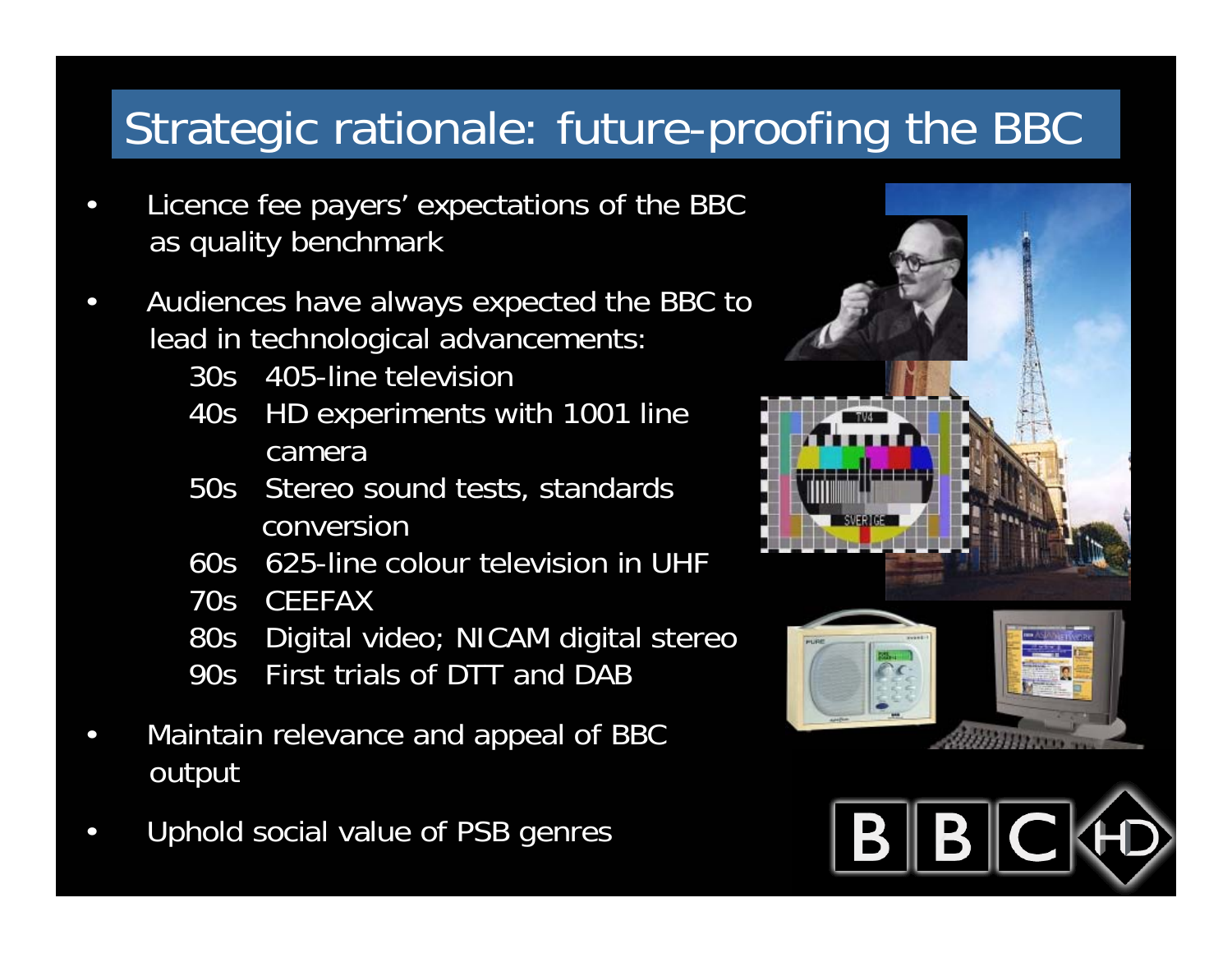# Strategic rationale: future-proofing the BBC

- Licence fee payers' expectations of the BBC as quality benchmark
- Audiences have always expected the BBC to lead in technological advancements:
  - 30s 405-line television
  - 40s HD experiments with 1001 line camera
  - 50s Stereo sound tests, standards conversion
  - 60s 625-line colour television in UHF
  - 70s CEEFAX
  - 80s Digital video; NICAM digital stereo
  - 90s First trials of DTT and DAB
- Maintain relevance and appeal of BBC output
- Uphold social value of PSB genres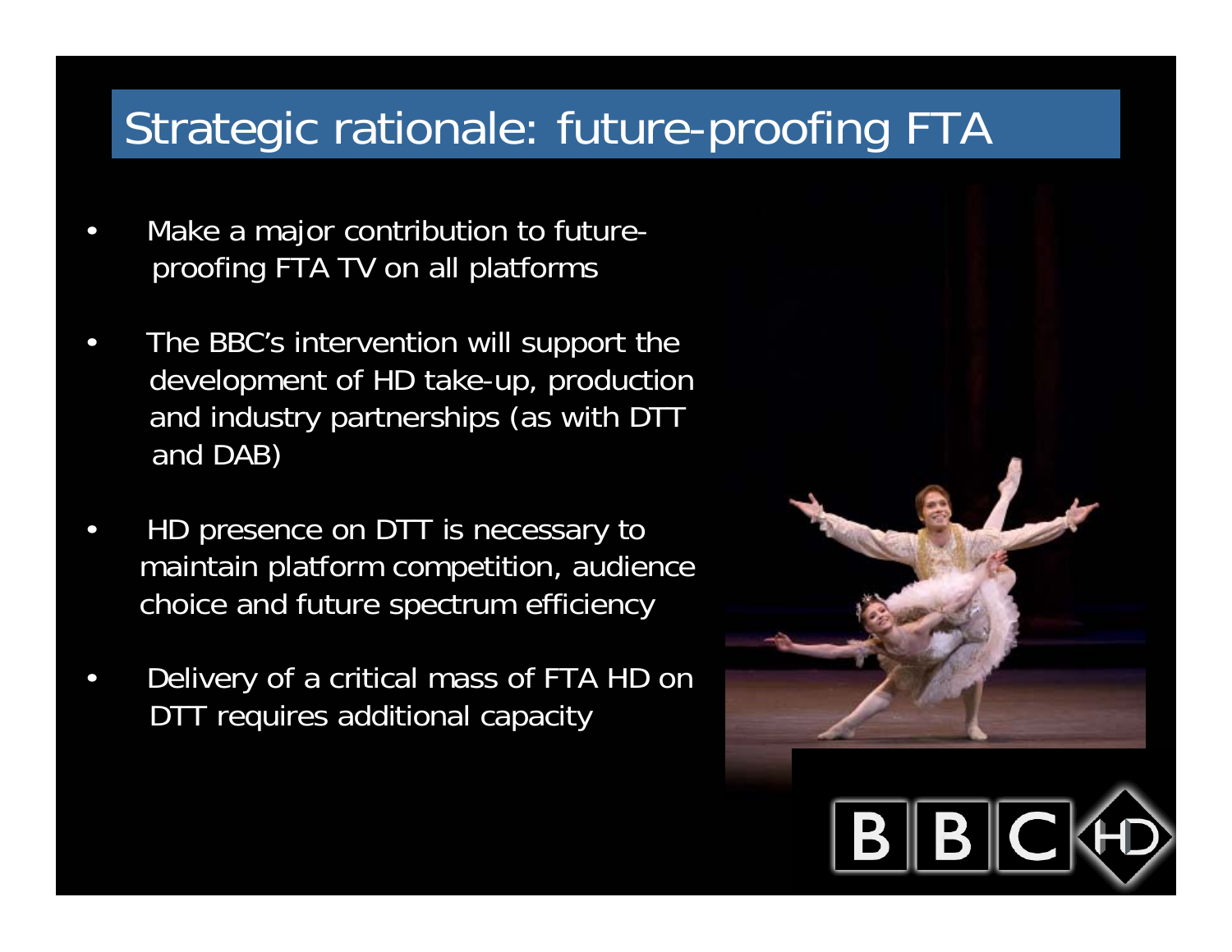# Strategic rationale: future-proofing FTA

- Make a major contribution to future-proofing FTA TV on all platforms
- The BBC's intervention will support the development of HD take-up, production and industry partnerships (as with DTT and DAB)
- HD presence on DTT is necessary to maintain platform competition, audience choice and future spectrum efficiency
- Delivery of a critical mass of FTA HD on DTT requires additional capacity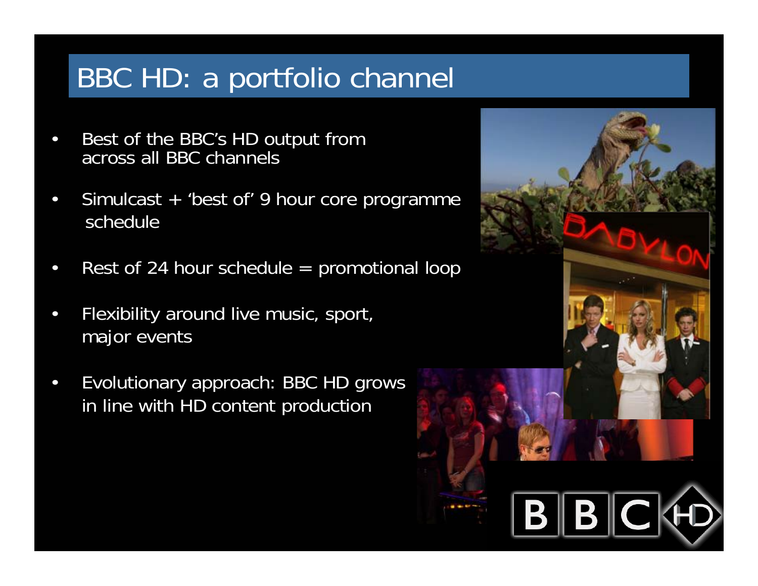# BBC HD: a portfolio channel

- Best of the BBC's HD output from across all BBC channels
- Simulcast + 'best of' 9 hour core programme schedule
- Rest of 24 hour schedule = promotional loop
- Flexibility around live music, sport, major events
- Evolutionary approach: BBC HD grows in line with HD content production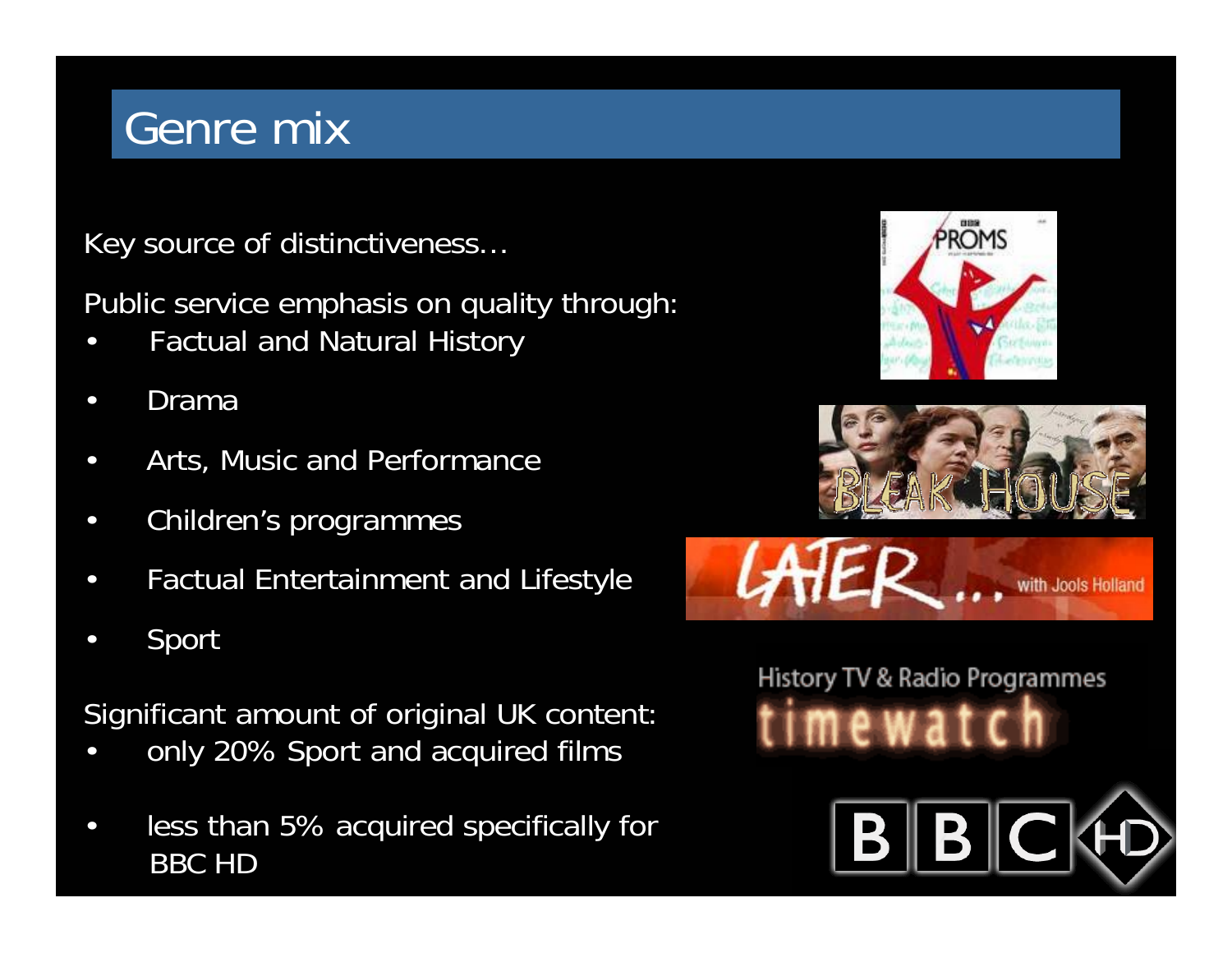# Genre mix

Key source of distinctiveness…

Public service emphasis on quality through:

- Factual and Natural History
- Drama
- Arts, Music and Performance
- Children's programmes
- Factual Entertainment and Lifestyle
- Sport

Significant amount of original UK content:

- only 20% Sport and acquired films
- less than 5% acquired specifically for BBC HD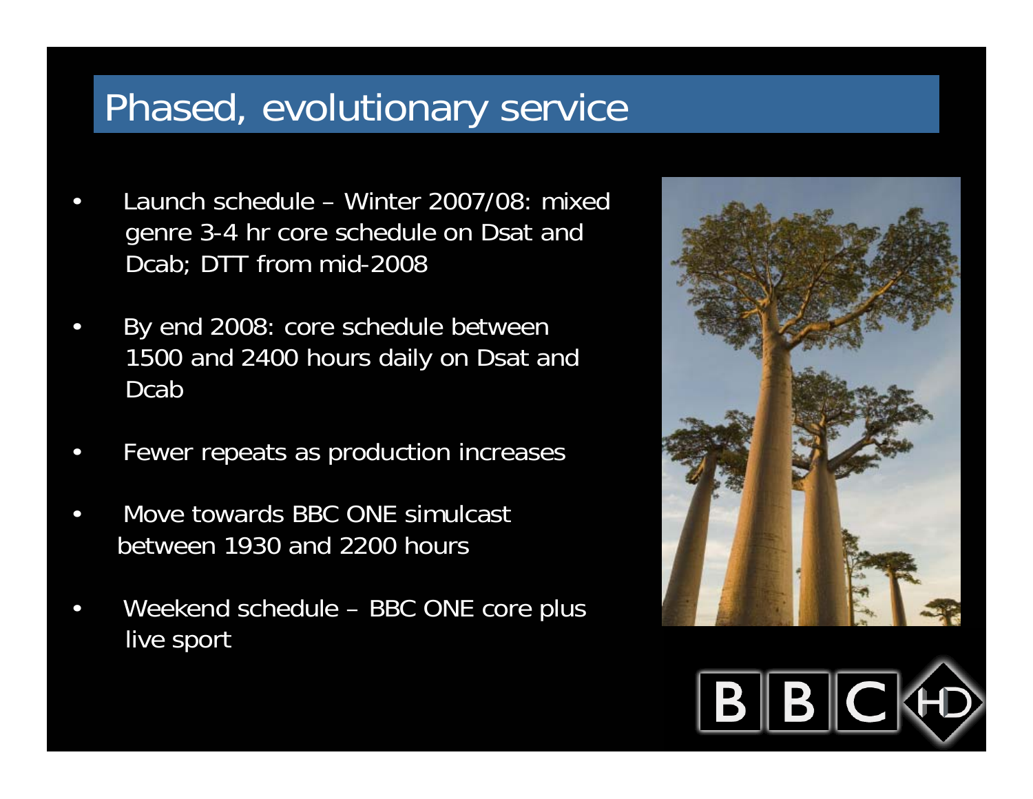# Phased, evolutionary service

- Launch schedule – Winter 2007/08: mixed genre 3-4 hr core schedule on Dsat and Dcab; DTT from mid-2008
- By end 2008: core schedule between 1500 and 2400 hours daily on Dsat and Dcab
- Fewer repeats as production increases
- Move towards BBC ONE simulcast between 1930 and 2200 hours
- Weekend schedule – BBC ONE core plus live sport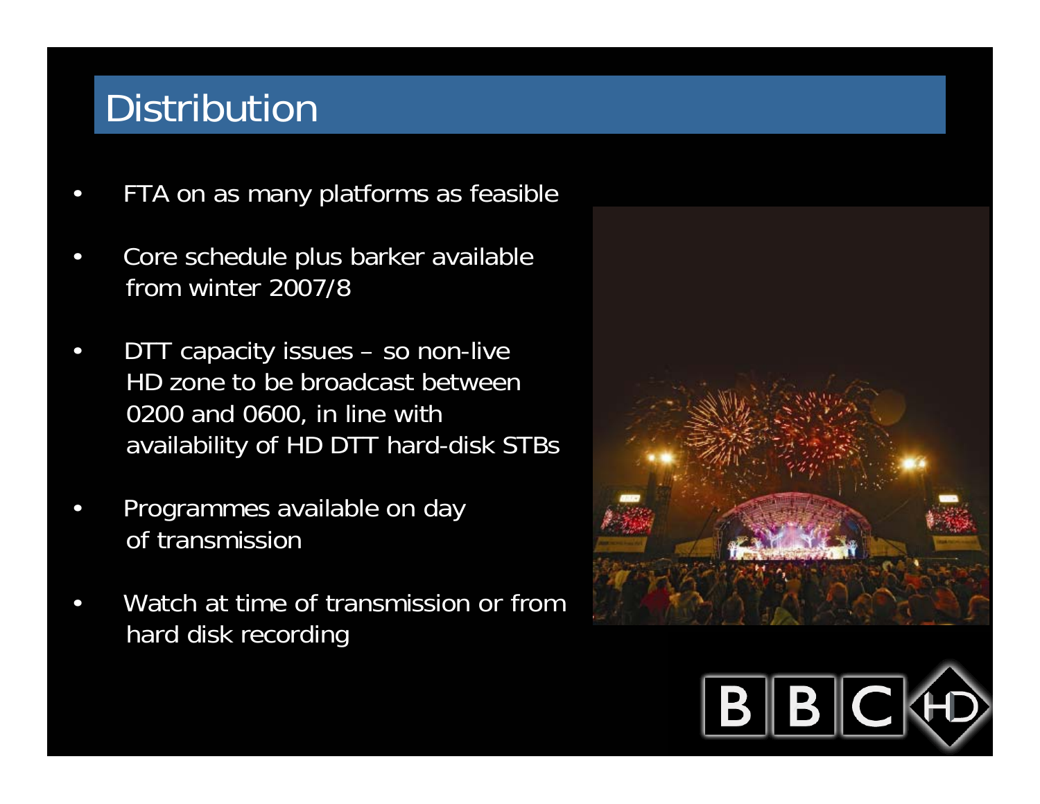# Distribution

- FTA on as many platforms as feasible
- Core schedule plus barker available from winter 2007/8
- DTT capacity issues – so non-live HD zone to be broadcast between 0200 and 0600, in line with availability of HD DTT hard-disk STBs
- Programmes available on day of transmission
- Watch at time of transmission or from hard disk recording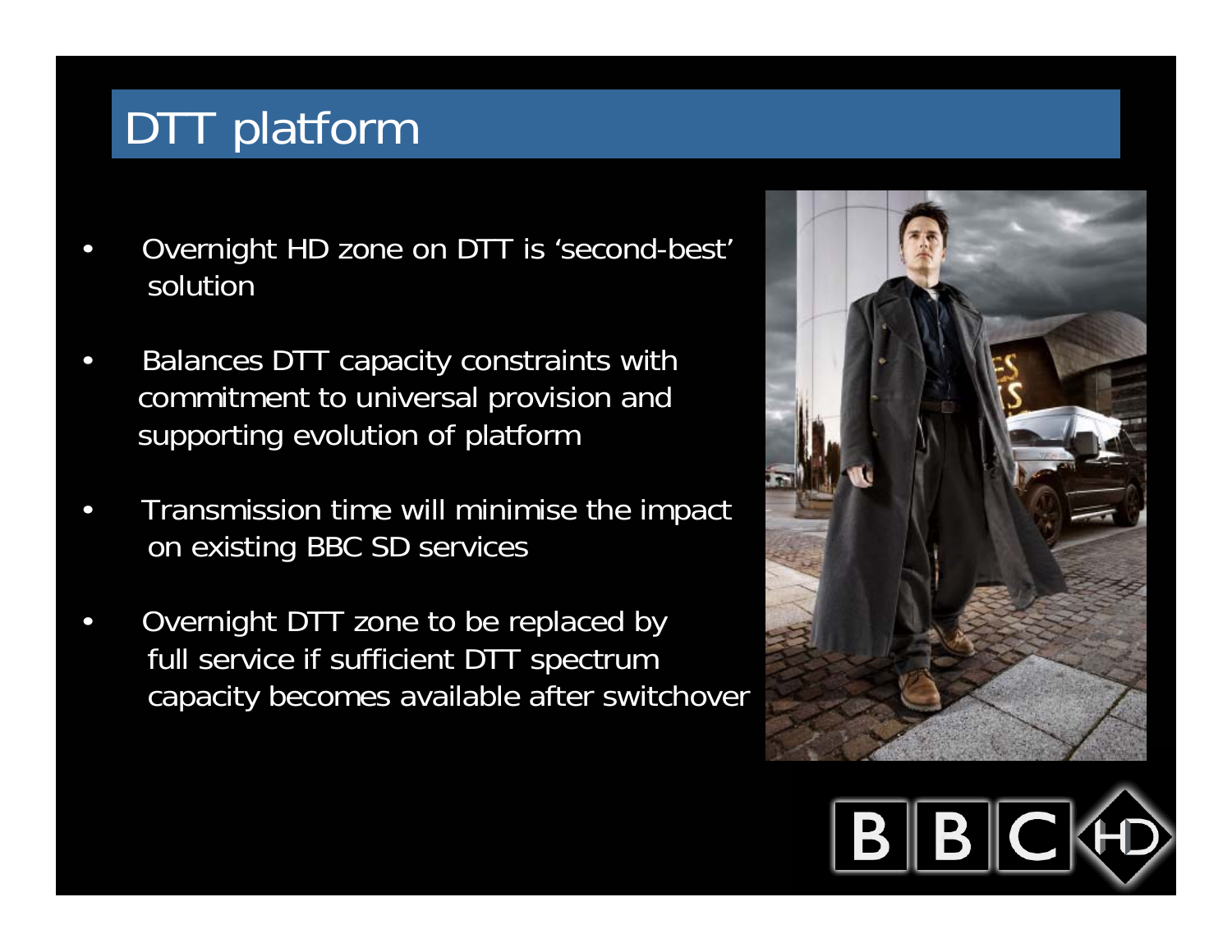# DTT platform

- Overnight HD zone on DTT is 'second-best' solution
- Balances DTT capacity constraints with commitment to universal provision and supporting evolution of platform
- Transmission time will minimise the impact on existing BBC SD services
- Overnight DTT zone to be replaced by full service if sufficient DTT spectrum capacity becomes available after switchover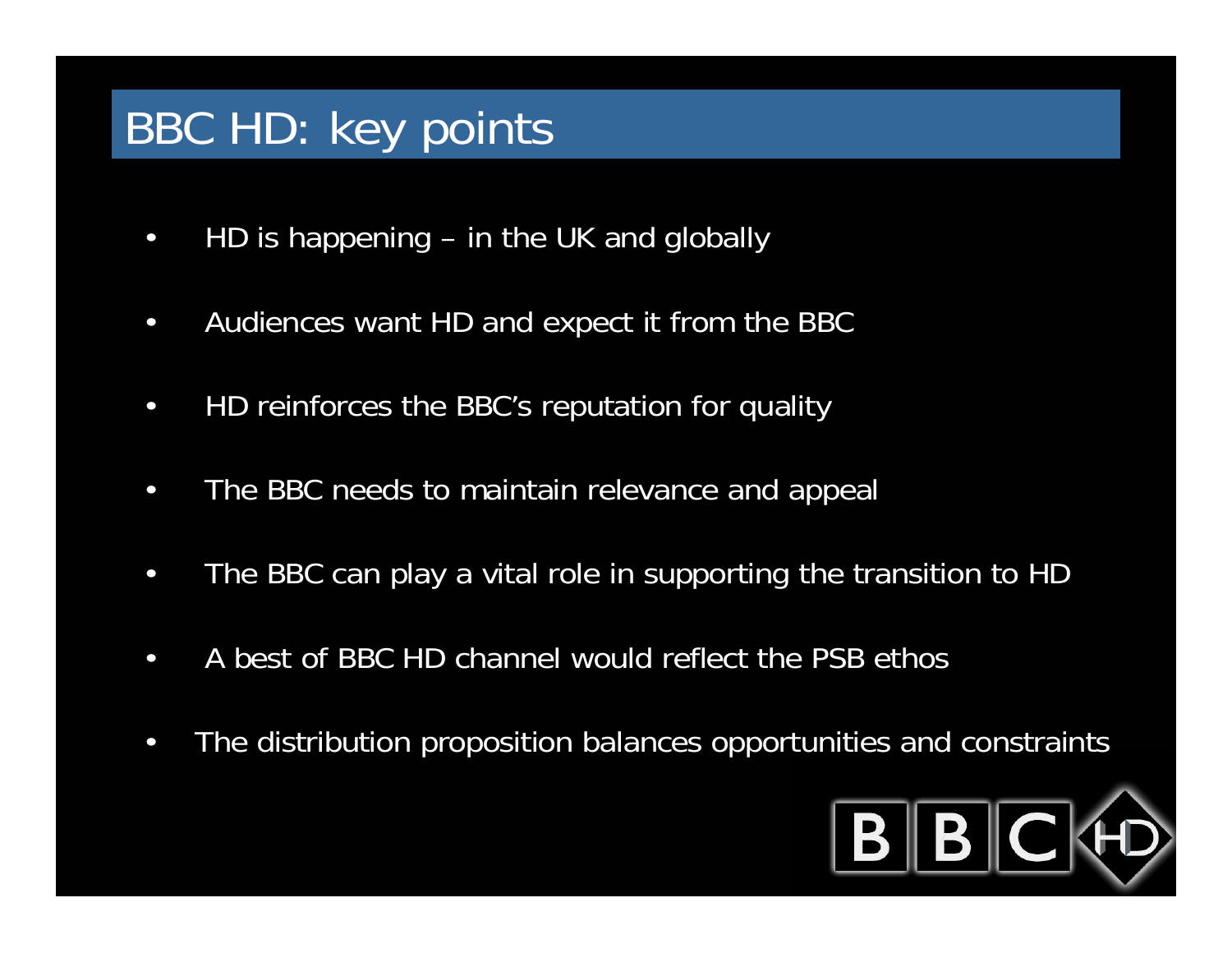# BBC HD: key points

- HD is happening – in the UK and globally
- Audiences want HD and expect it from the BBC
- HD reinforces the BBC's reputation for quality
- The BBC needs to maintain relevance and appeal
- The BBC can play a vital role in supporting the transition to HD
- A best of BBC HD channel would reflect the PSB ethos
- The distribution proposition balances opportunities and constraints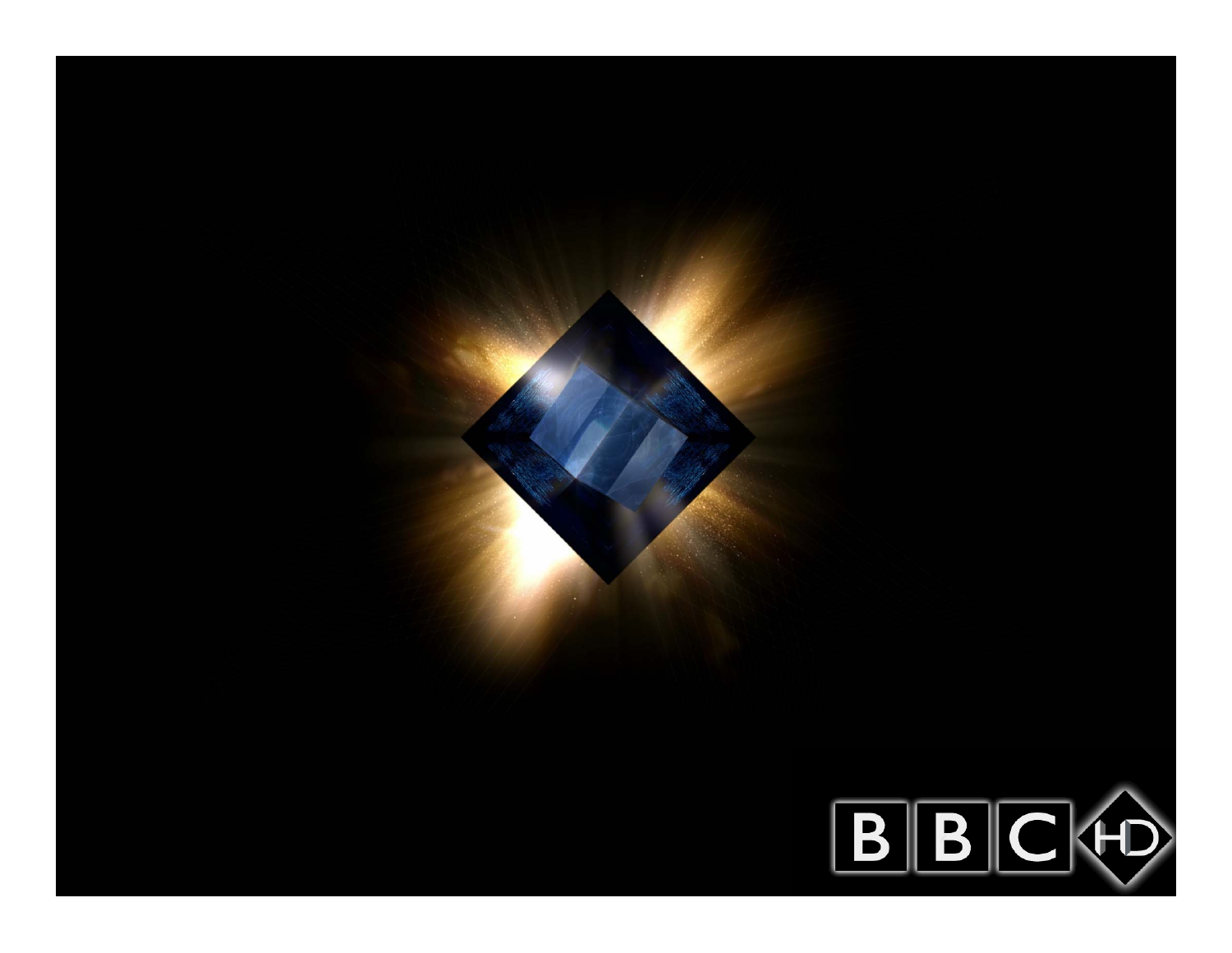BBC HD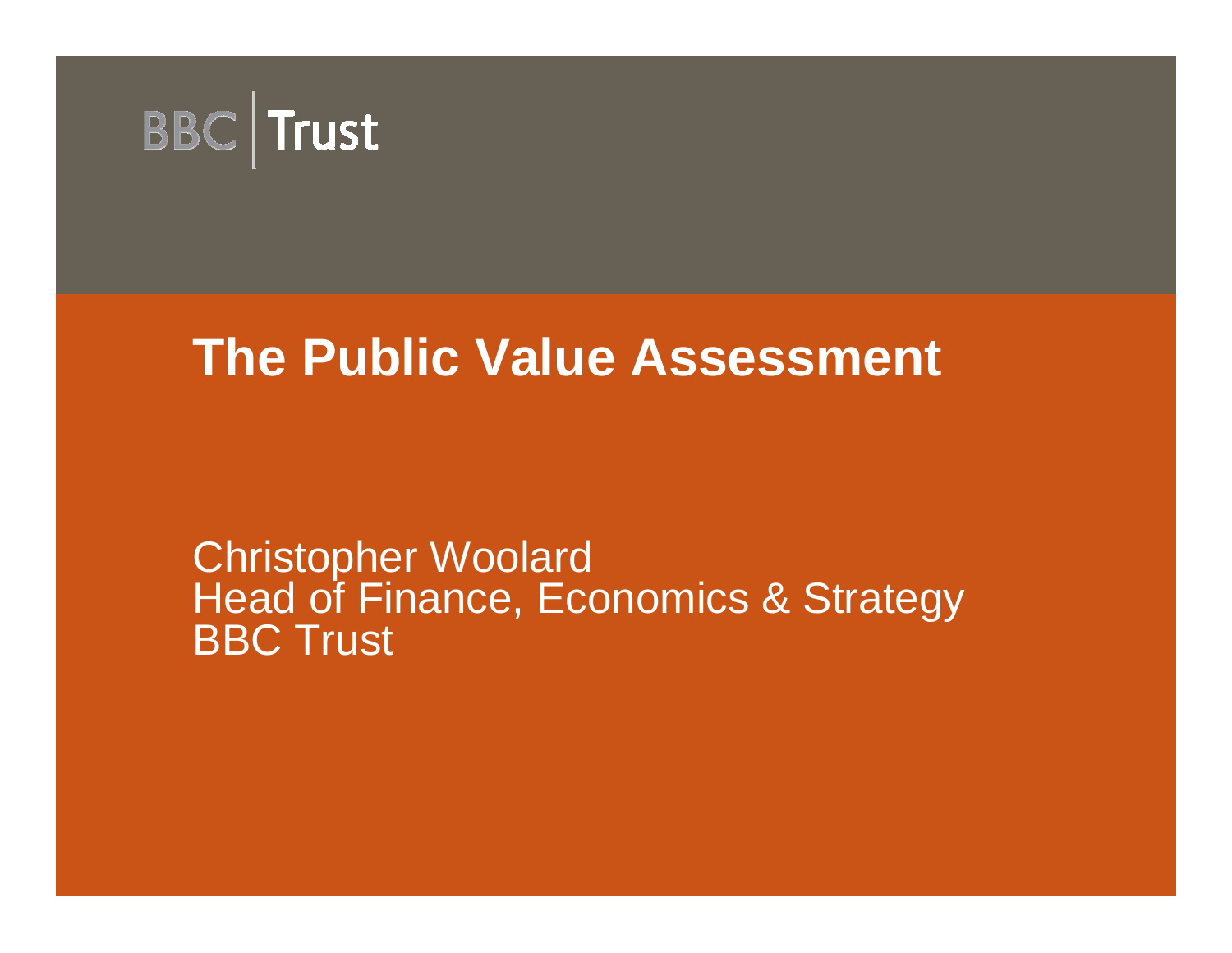BBC | Trust

# The Public Value Assessment

Christopher Woolard
Head of Finance, Economics & Strategy
BBC Trust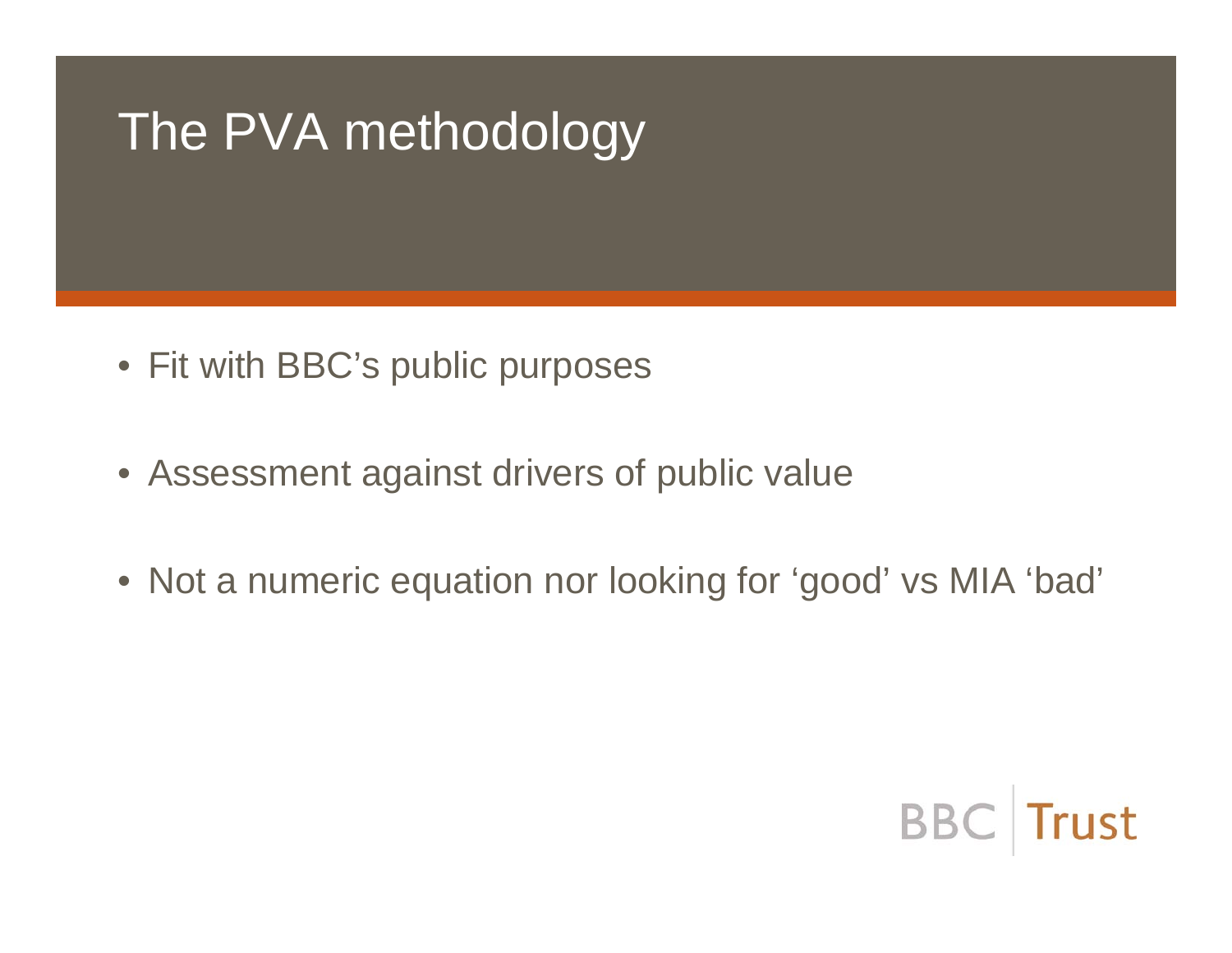# The PVA methodology

- Fit with BBC's public purposes
- Assessment against drivers of public value
- Not a numeric equation nor looking for 'good' vs MIA 'bad'

BBC Trust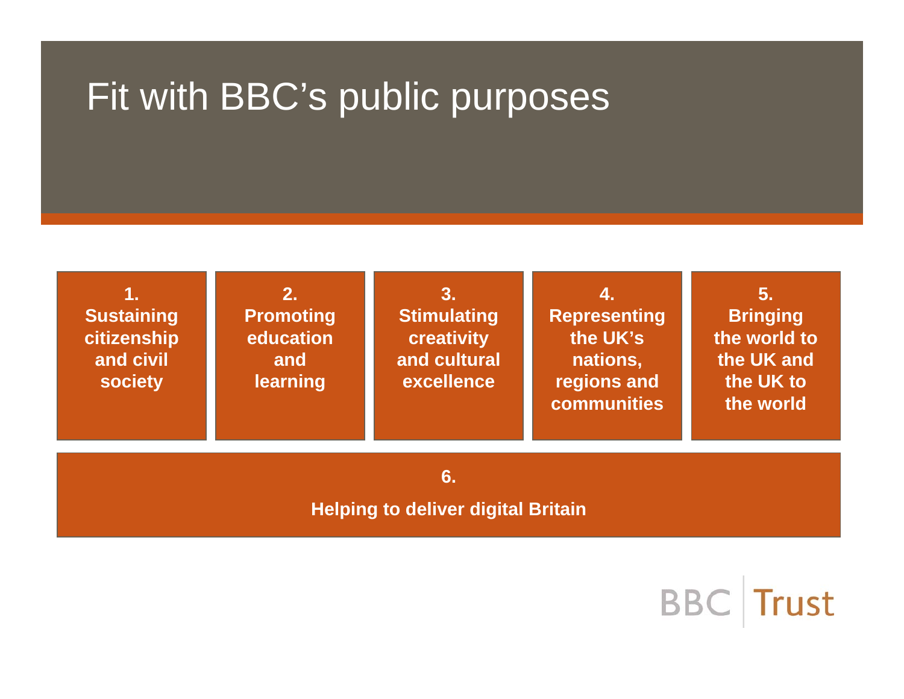# Fit with BBC's public purposes

**1.**
**Sustaining citizenship and civil society**

**2.**
**Promoting education and learning**

**3.**
**Stimulating creativity and cultural excellence**

**4.**
**Representing the UK's nations, regions and communities**

**5.**
**Bringing the world to the UK and the UK to the world**

**6.**
**Helping to deliver digital Britain**

BBC Trust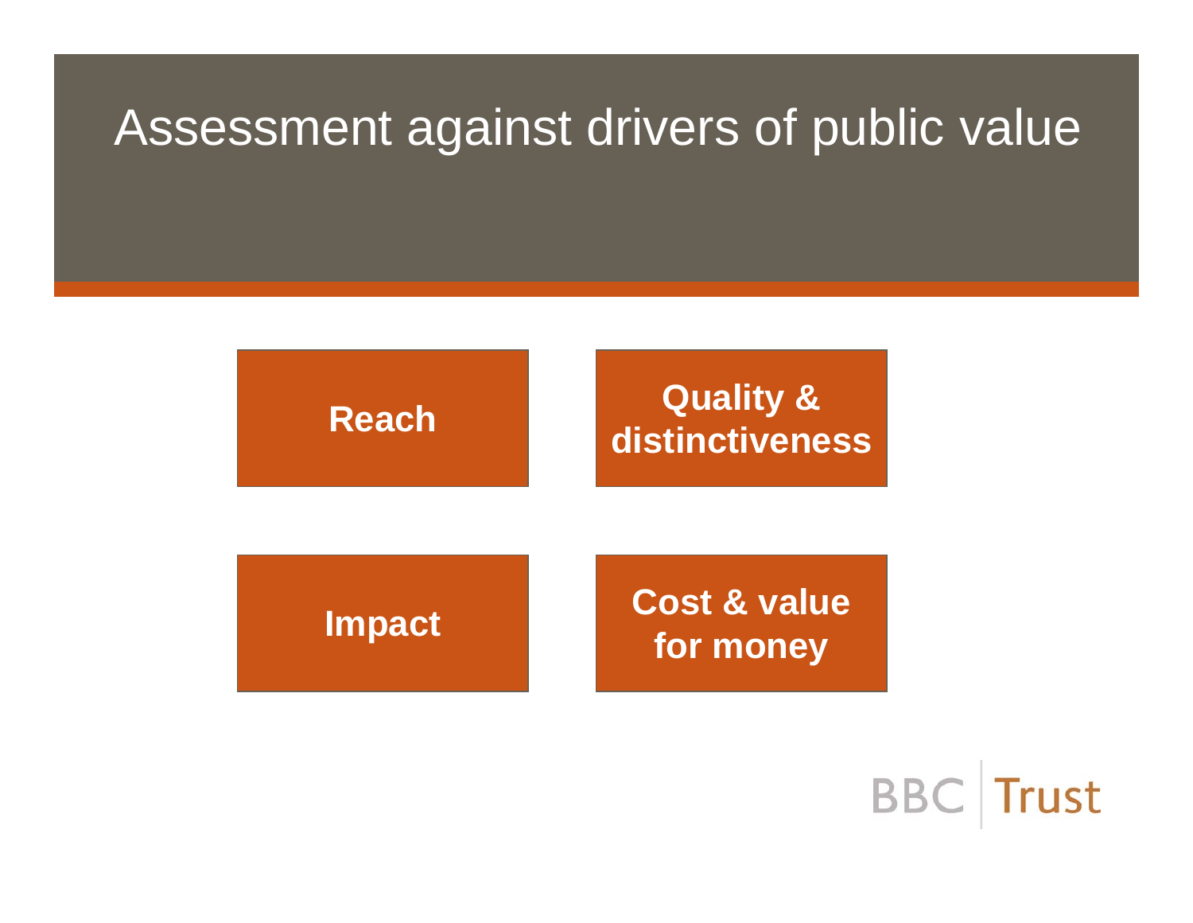# Assessment against drivers of public value

**Reach**

**Quality & distinctiveness**

**Impact**

**Cost & value for money**

BBC Trust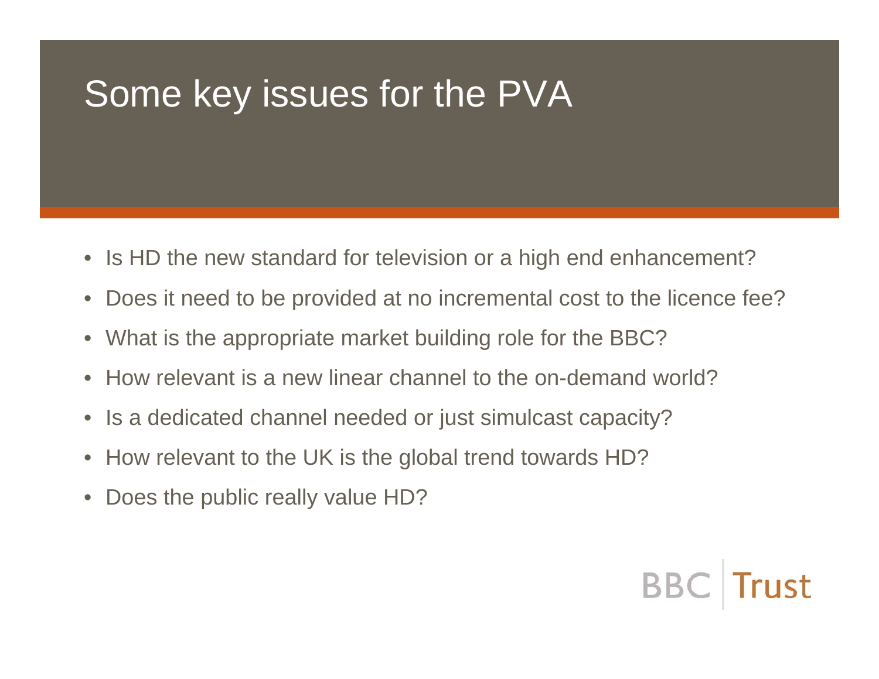# Some key issues for the PVA

- Is HD the new standard for television or a high end enhancement?
- Does it need to be provided at no incremental cost to the licence fee?
- What is the appropriate market building role for the BBC?
- How relevant is a new linear channel to the on-demand world?
- Is a dedicated channel needed or just simulcast capacity?
- How relevant to the UK is the global trend towards HD?
- Does the public really value HD?

BBC Trust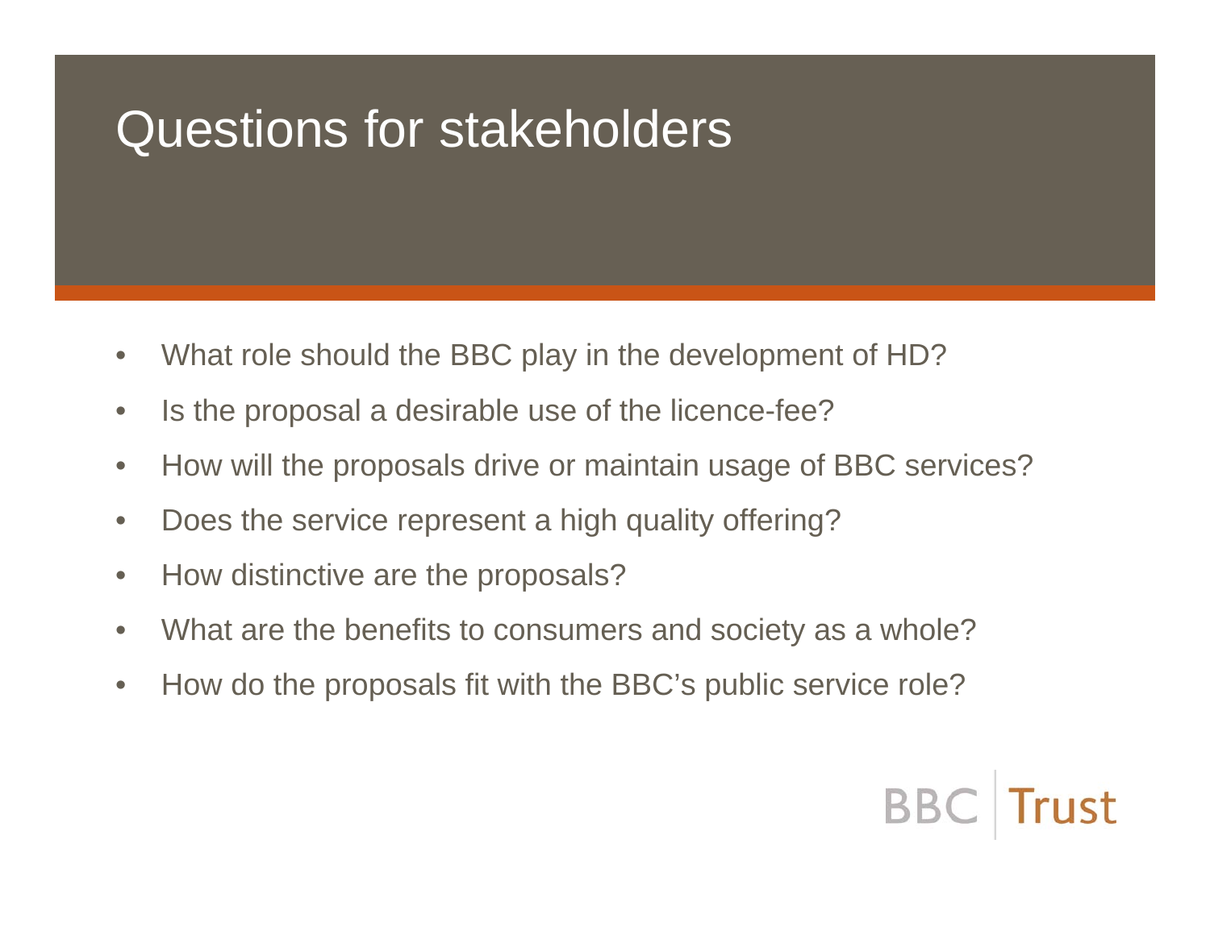# Questions for stakeholders

- What role should the BBC play in the development of HD?
- Is the proposal a desirable use of the licence-fee?
- How will the proposals drive or maintain usage of BBC services?
- Does the service represent a high quality offering?
- How distinctive are the proposals?
- What are the benefits to consumers and society as a whole?
- How do the proposals fit with the BBC's public service role?

BBC Trust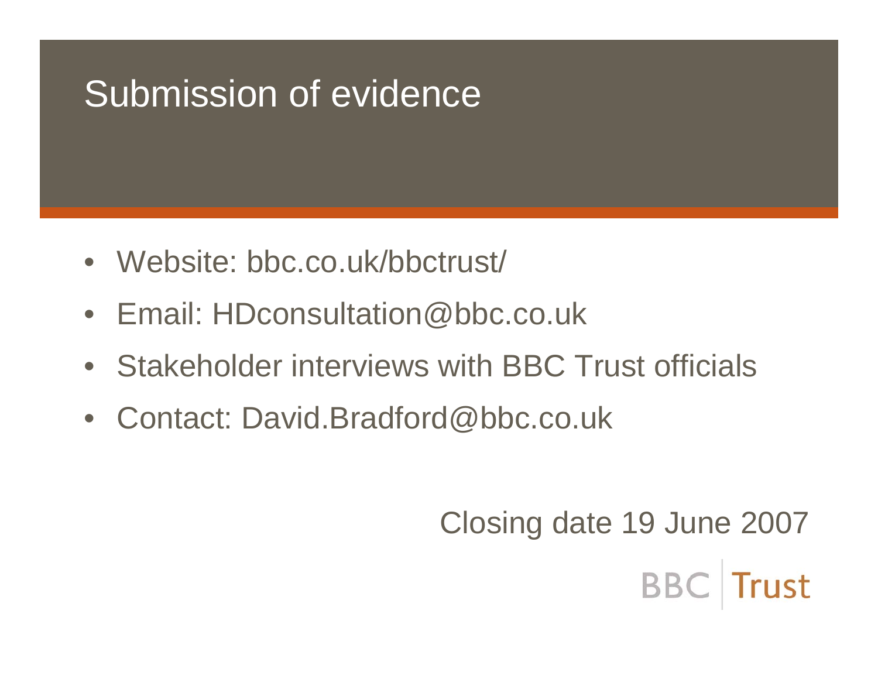# Submission of evidence

- Website: bbc.co.uk/bbctrust/
- Email: HDconsultation@bbc.co.uk
- Stakeholder interviews with BBC Trust officials
- Contact: David.Bradford@bbc.co.uk

Closing date 19 June 2007

BBC | Trust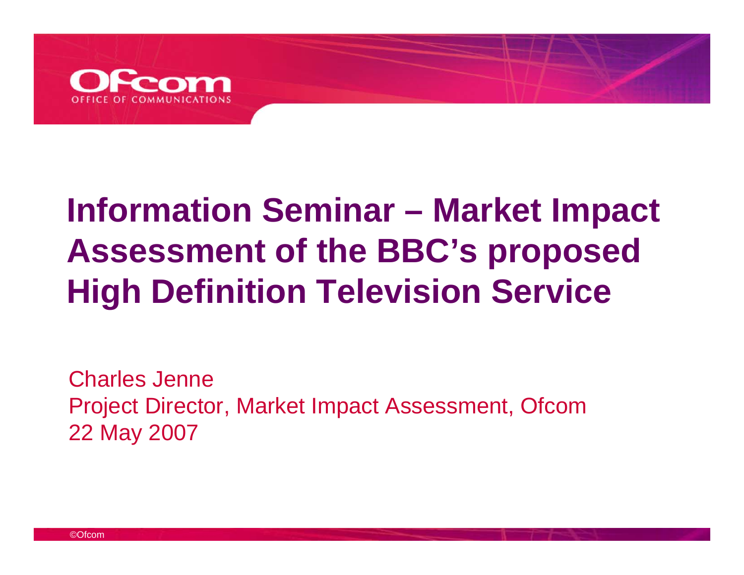# Information Seminar – Market Impact Assessment of the BBC's proposed High Definition Television Service

Charles Jenne
Project Director, Market Impact Assessment, Ofcom
22 May 2007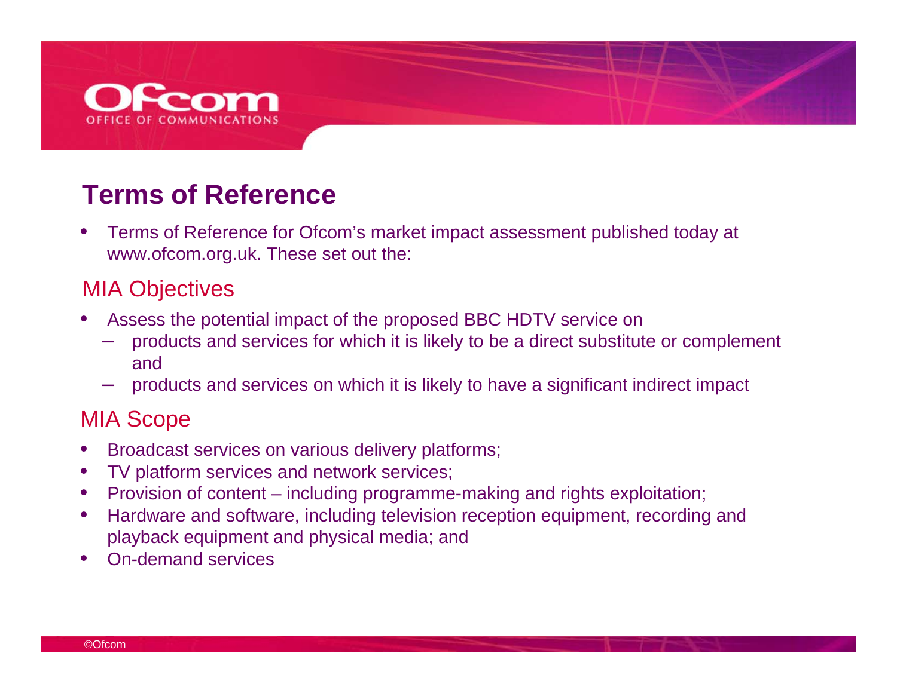# Terms of Reference

- Terms of Reference for Ofcom's market impact assessment published today at www.ofcom.org.uk. These set out the:

## MIA Objectives

- Assess the potential impact of the proposed BBC HDTV service on
  - products and services for which it is likely to be a direct substitute or complement and
  - products and services on which it is likely to have a significant indirect impact

## MIA Scope

- Broadcast services on various delivery platforms;
- TV platform services and network services;
- Provision of content – including programme-making and rights exploitation;
- Hardware and software, including television reception equipment, recording and playback equipment and physical media; and
- On-demand services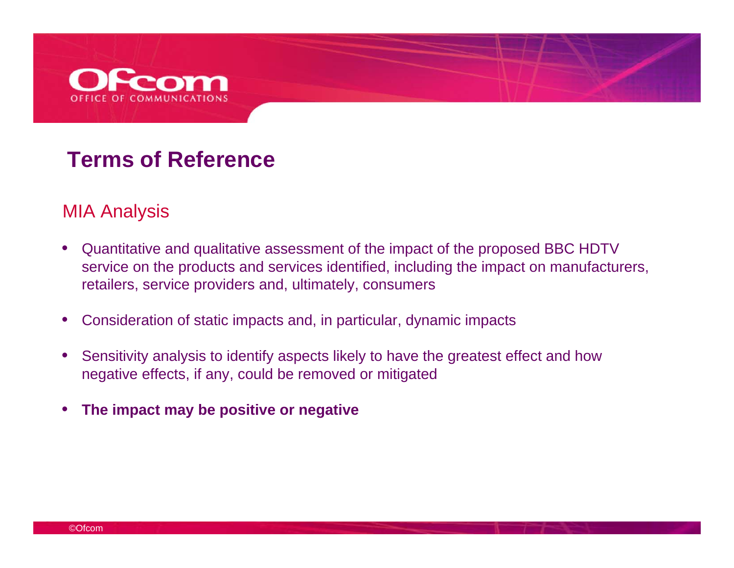# Terms of Reference

## MIA Analysis

- Quantitative and qualitative assessment of the impact of the proposed BBC HDTV service on the products and services identified, including the impact on manufacturers, retailers, service providers and, ultimately, consumers
- Consideration of static impacts and, in particular, dynamic impacts
- Sensitivity analysis to identify aspects likely to have the greatest effect and how negative effects, if any, could be removed or mitigated
- **The impact may be positive or negative**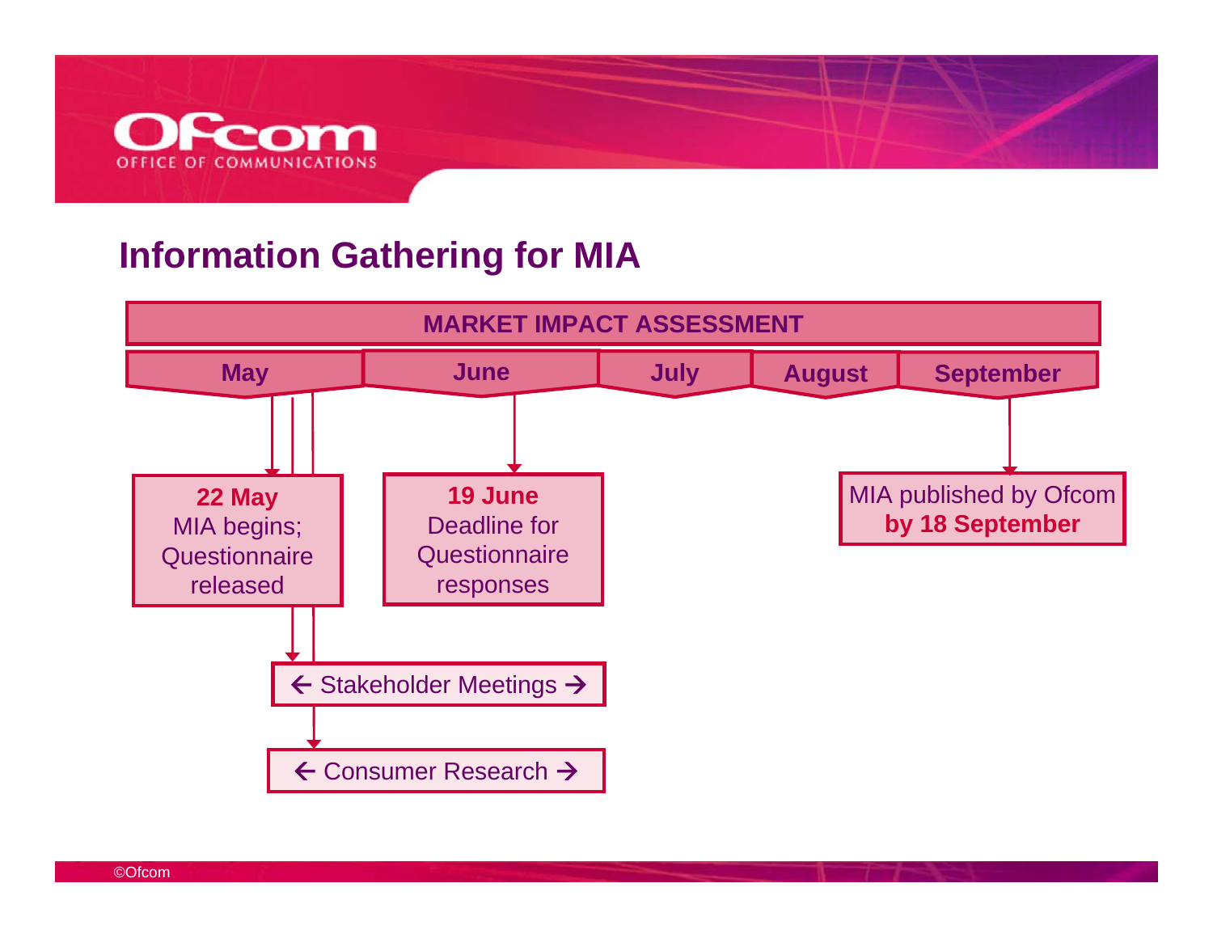## Information Gathering for MIA

MARKET IMPACT ASSESSMENT

May

June

July

August

September

**22 May**
MIA begins; Questionnaire released

**19 June**
Deadline for Questionnaire responses

MIA published by Ofcom **by 18 September**

← Stakeholder Meetings →

← Consumer Research →

©Ofcom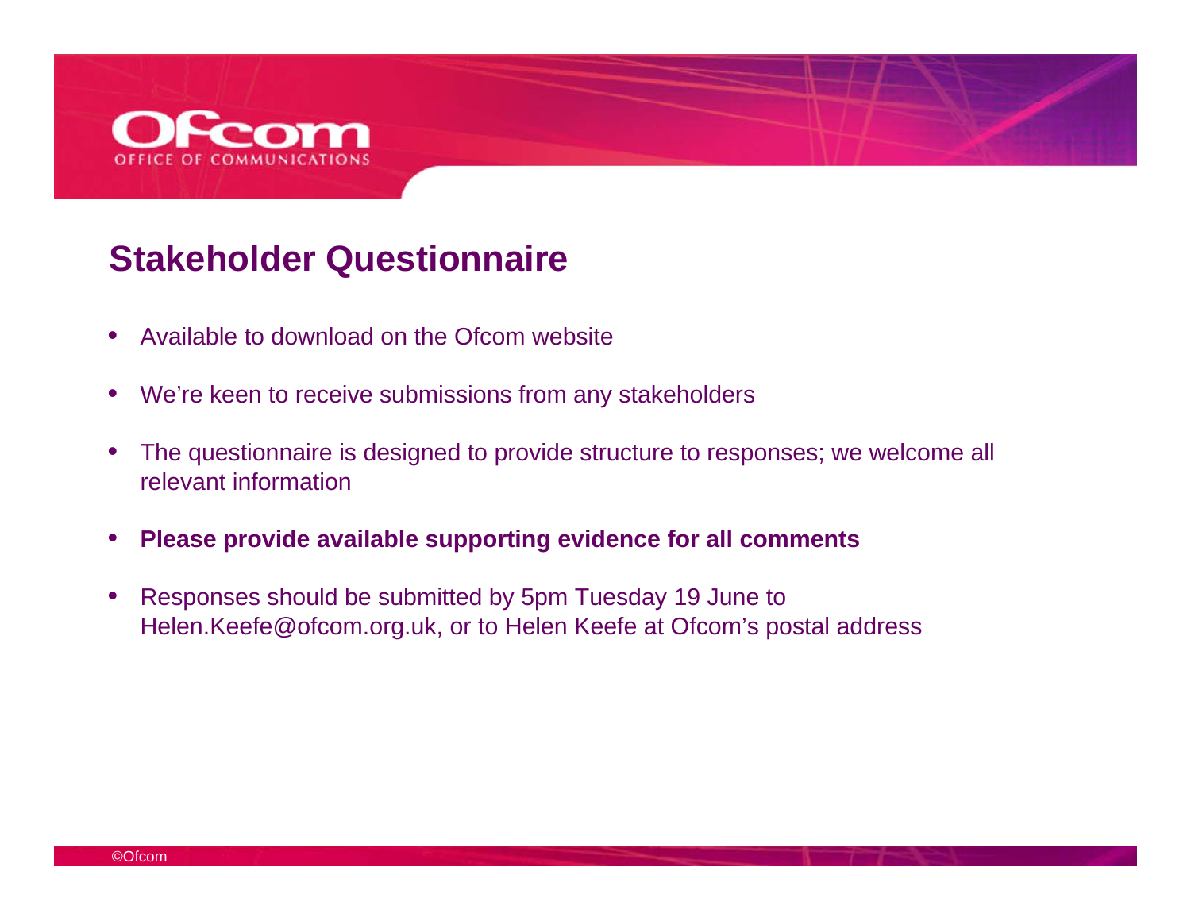## Stakeholder Questionnaire

- Available to download on the Ofcom website
- We're keen to receive submissions from any stakeholders
- The questionnaire is designed to provide structure to responses; we welcome all relevant information
- **Please provide available supporting evidence for all comments**
- Responses should be submitted by 5pm Tuesday 19 June to Helen.Keefe@ofcom.org.uk, or to Helen Keefe at Ofcom's postal address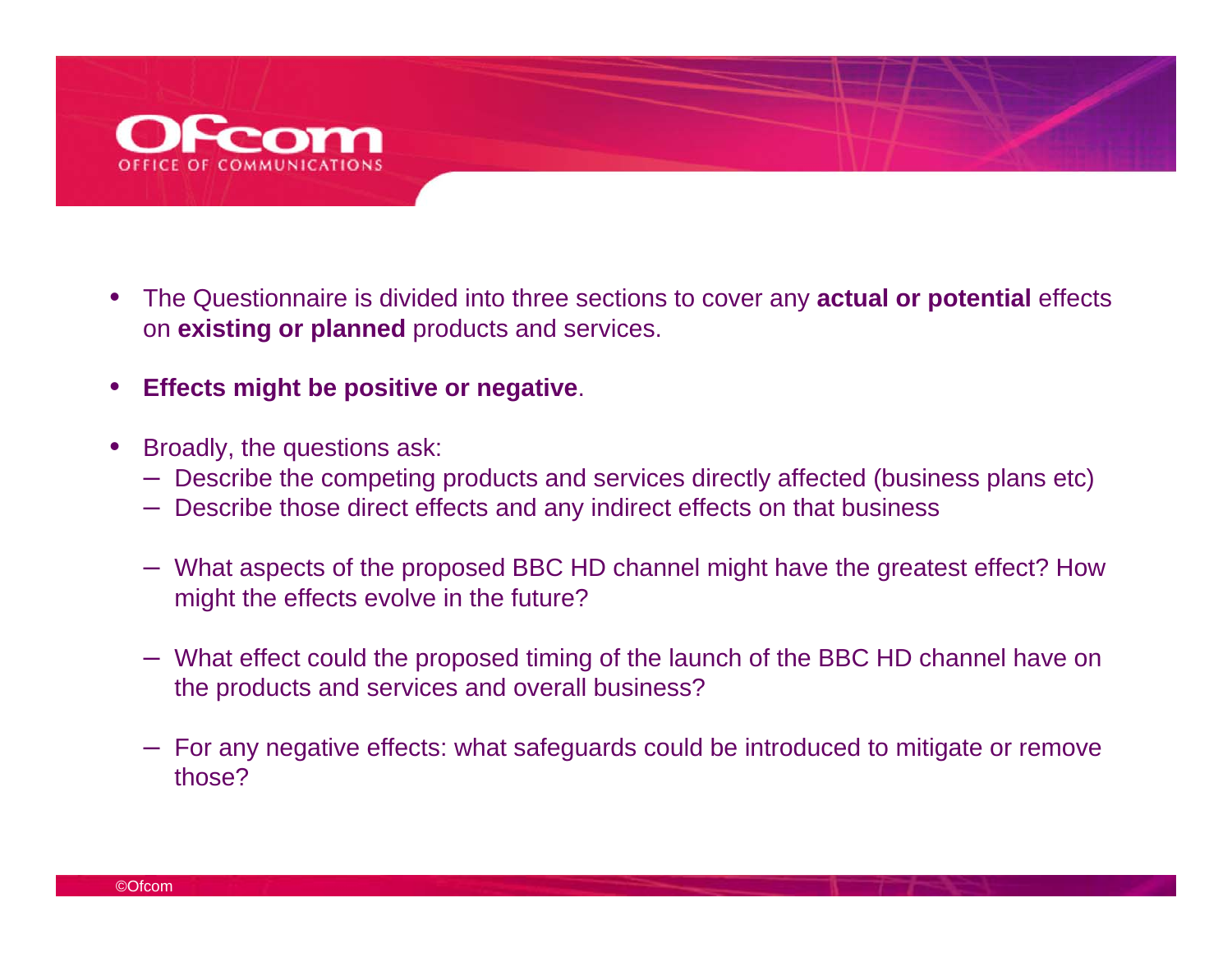- The Questionnaire is divided into three sections to cover any **actual or potential** effects on **existing or planned** products and services.

- **Effects might be positive or negative**.

- Broadly, the questions ask:
  - Describe the competing products and services directly affected (business plans etc)
  - Describe those direct effects and any indirect effects on that business
  - What aspects of the proposed BBC HD channel might have the greatest effect? How might the effects evolve in the future?
  - What effect could the proposed timing of the launch of the BBC HD channel have on the products and services and overall business?
  - For any negative effects: what safeguards could be introduced to mitigate or remove those?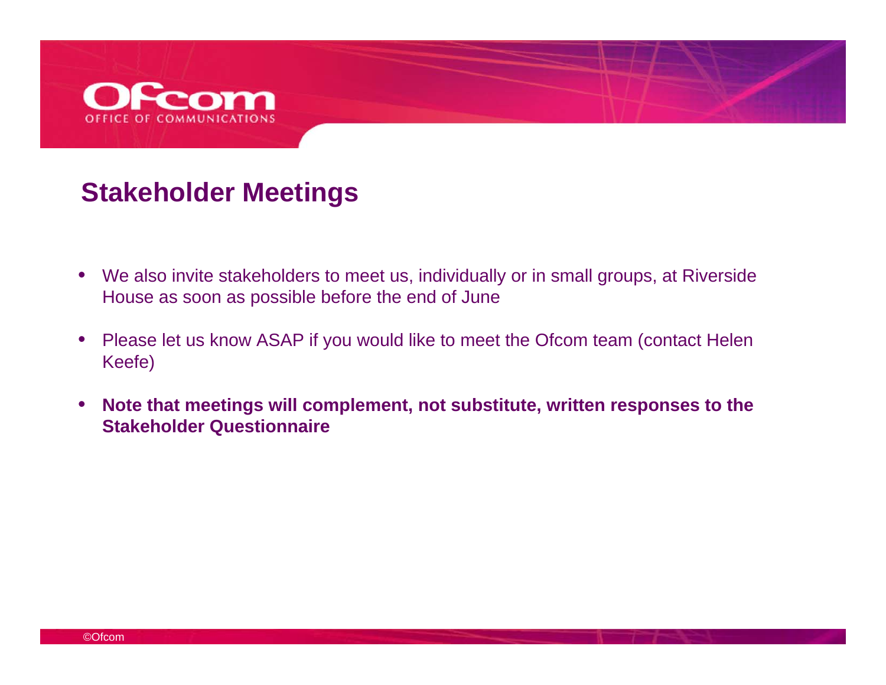## Stakeholder Meetings

- We also invite stakeholders to meet us, individually or in small groups, at Riverside House as soon as possible before the end of June
- Please let us know ASAP if you would like to meet the Ofcom team (contact Helen Keefe)
- **Note that meetings will complement, not substitute, written responses to the Stakeholder Questionnaire**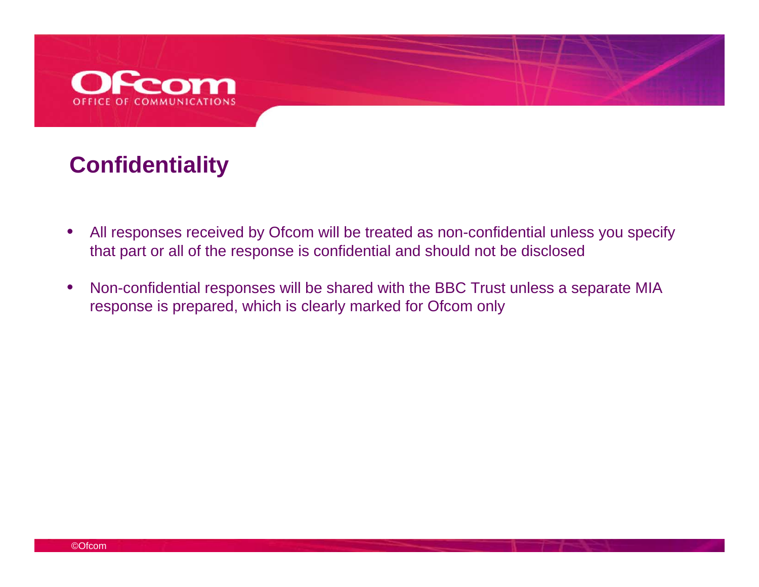# Confidentiality

- All responses received by Ofcom will be treated as non-confidential unless you specify that part or all of the response is confidential and should not be disclosed
- Non-confidential responses will be shared with the BBC Trust unless a separate MIA response is prepared, which is clearly marked for Ofcom only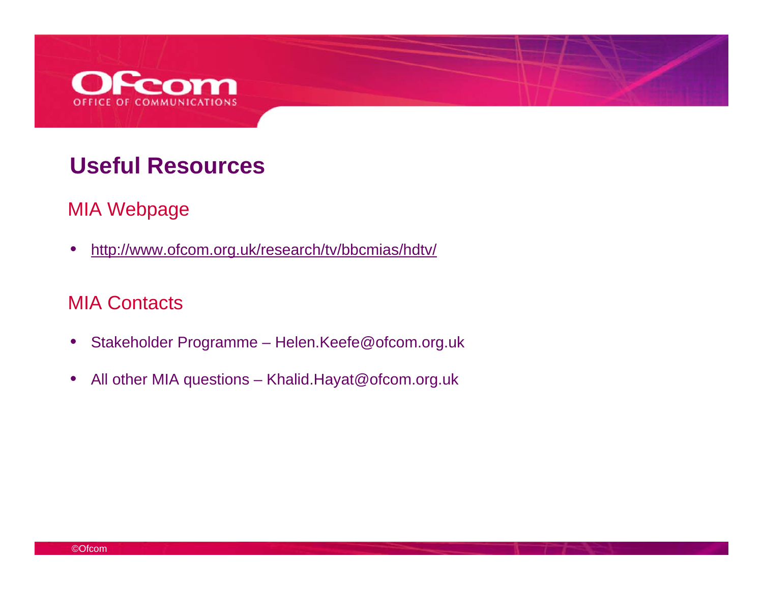## Useful Resources

### MIA Webpage

- http://www.ofcom.org.uk/research/tv/bbcmias/hdtv/

### MIA Contacts

- Stakeholder Programme – Helen.Keefe@ofcom.org.uk
- All other MIA questions – Khalid.Hayat@ofcom.org.uk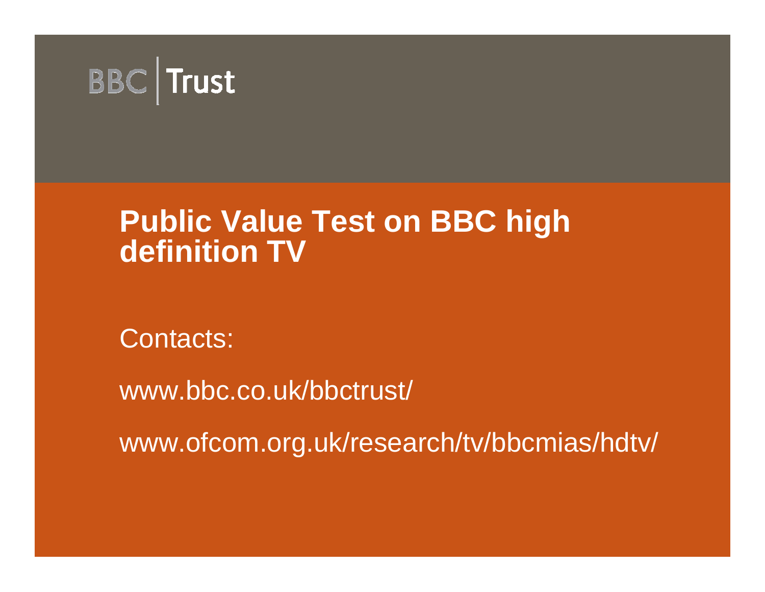BBC | Trust

# Public Value Test on BBC high definition TV

Contacts:

www.bbc.co.uk/bbctrust/

www.ofcom.org.uk/research/tv/bbcmias/hdtv/